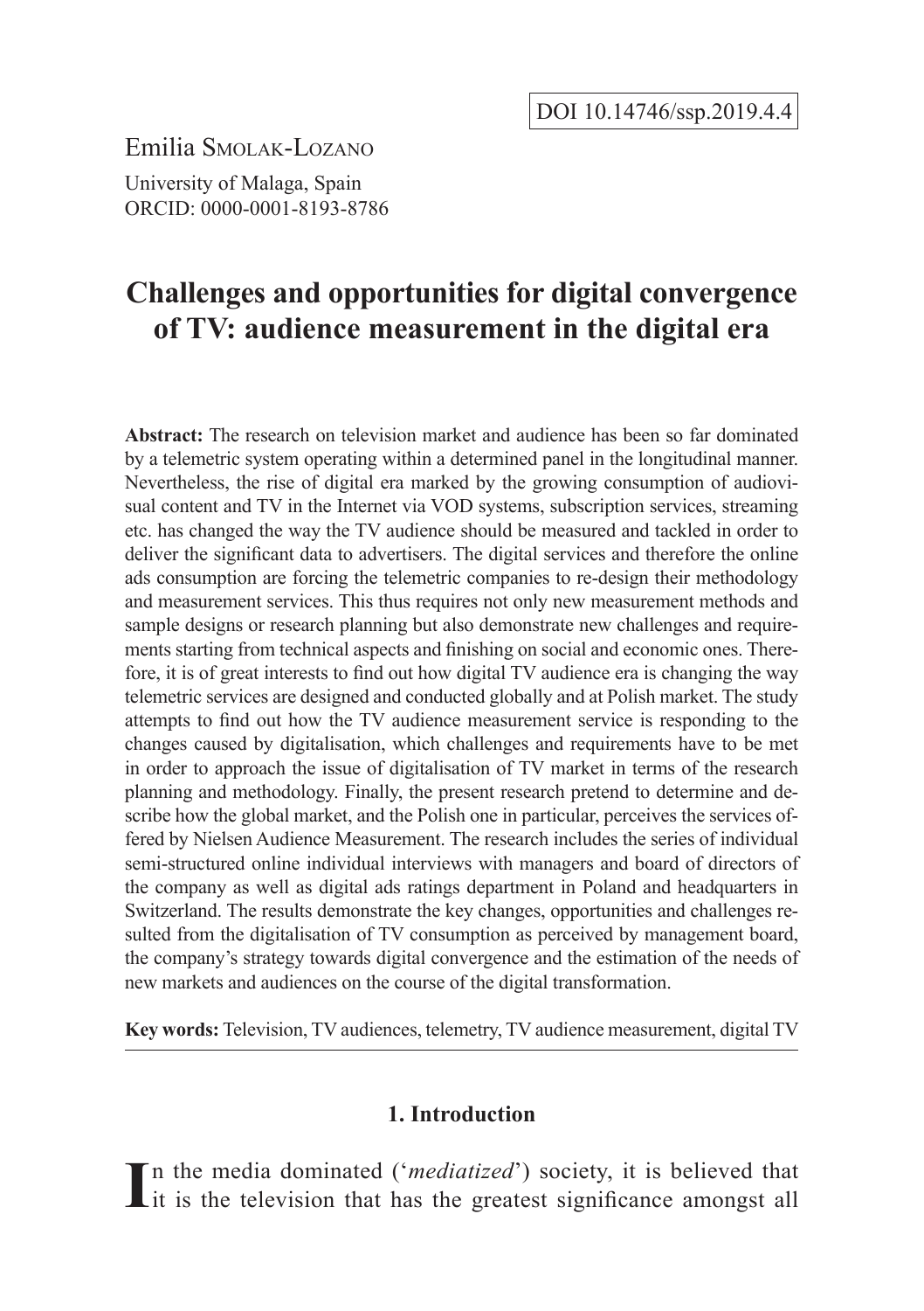DOI 10.14746/ssp.2019.4.4

Emilia Smolak-Lozano

University of Malaga, Spain
ORCID: 0000-0001-8193-8786

# Challenges and opportunities for digital convergence of TV: audience measurement in the digital era

**Abstract:** The research on television market and audience has been so far dominated by a telemetric system operating within a determined panel in the longitudinal manner. Nevertheless, the rise of digital era marked by the growing consumption of audiovisual content and TV in the Internet via VOD systems, subscription services, streaming etc. has changed the way the TV audience should be measured and tackled in order to deliver the significant data to advertisers. The digital services and therefore the online ads consumption are forcing the telemetric companies to re-design their methodology and measurement services. This thus requires not only new measurement methods and sample designs or research planning but also demonstrate new challenges and requirements starting from technical aspects and finishing on social and economic ones. Therefore, it is of great interests to find out how digital TV audience era is changing the way telemetric services are designed and conducted globally and at Polish market. The study attempts to find out how the TV audience measurement service is responding to the changes caused by digitalisation, which challenges and requirements have to be met in order to approach the issue of digitalisation of TV market in terms of the research planning and methodology. Finally, the present research pretend to determine and describe how the global market, and the Polish one in particular, perceives the services offered by Nielsen Audience Measurement. The research includes the series of individual semi-structured online individual interviews with managers and board of directors of the company as well as digital ads ratings department in Poland and headquarters in Switzerland. The results demonstrate the key changes, opportunities and challenges resulted from the digitalisation of TV consumption as perceived by management board, the company's strategy towards digital convergence and the estimation of the needs of new markets and audiences on the course of the digital transformation.

**Key words:** Television, TV audiences, telemetry, TV audience measurement, digital TV

## 1. Introduction

In the media dominated ('*mediatized*') society, it is believed that it is the television that has the greatest significance amongst all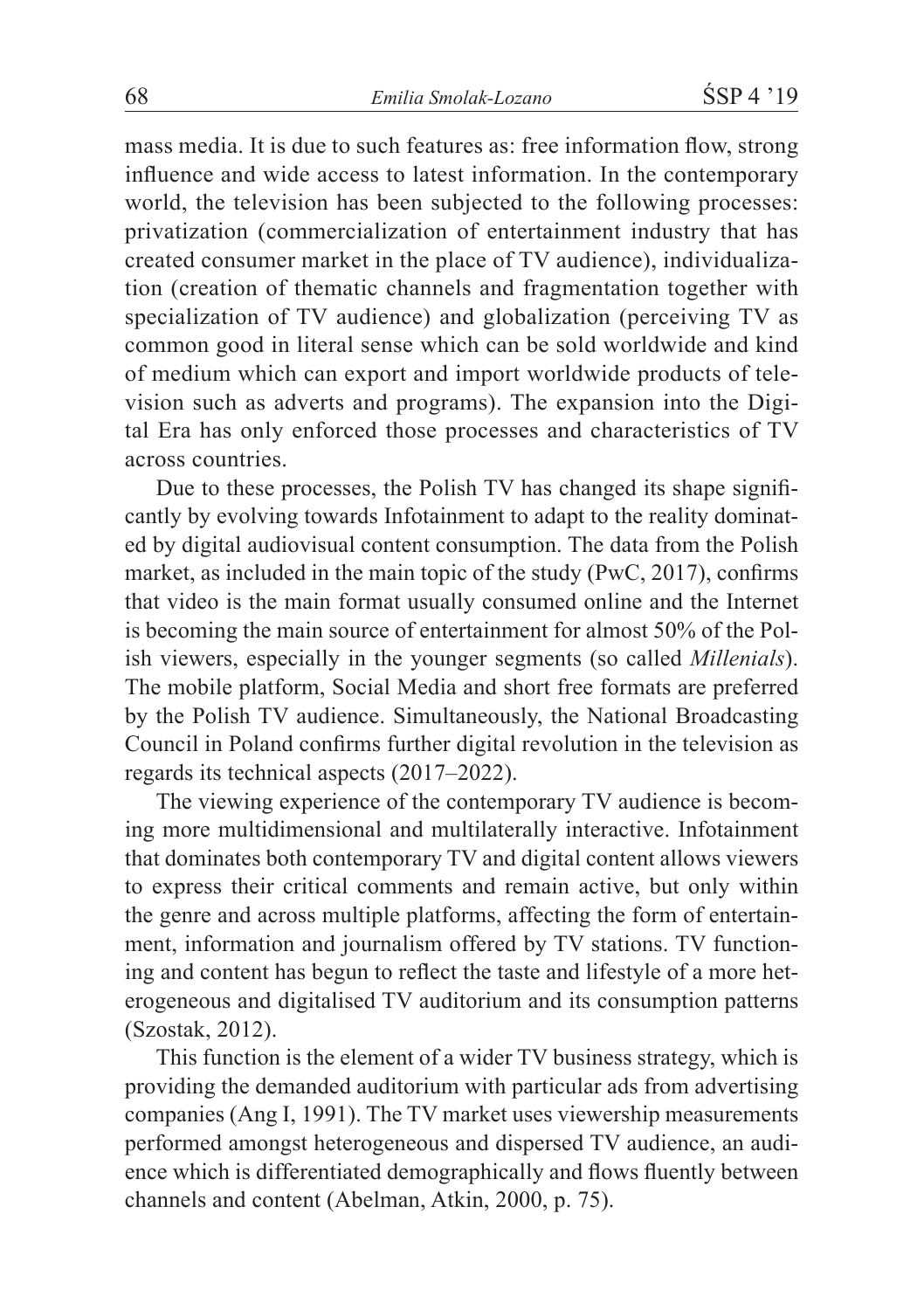mass media. It is due to such features as: free information flow, strong influence and wide access to latest information. In the contemporary world, the television has been subjected to the following processes: privatization (commercialization of entertainment industry that has created consumer market in the place of TV audience), individualization (creation of thematic channels and fragmentation together with specialization of TV audience) and globalization (perceiving TV as common good in literal sense which can be sold worldwide and kind of medium which can export and import worldwide products of television such as adverts and programs). The expansion into the Digital Era has only enforced those processes and characteristics of TV across countries.

Due to these processes, the Polish TV has changed its shape significantly by evolving towards Infotainment to adapt to the reality dominated by digital audiovisual content consumption. The data from the Polish market, as included in the main topic of the study (PwC, 2017), confirms that video is the main format usually consumed online and the Internet is becoming the main source of entertainment for almost 50% of the Polish viewers, especially in the younger segments (so called *Millenials*). The mobile platform, Social Media and short free formats are preferred by the Polish TV audience. Simultaneously, the National Broadcasting Council in Poland confirms further digital revolution in the television as regards its technical aspects (2017–2022).

The viewing experience of the contemporary TV audience is becoming more multidimensional and multilaterally interactive. Infotainment that dominates both contemporary TV and digital content allows viewers to express their critical comments and remain active, but only within the genre and across multiple platforms, affecting the form of entertainment, information and journalism offered by TV stations. TV functioning and content has begun to reflect the taste and lifestyle of a more heterogeneous and digitalised TV auditorium and its consumption patterns (Szostak, 2012).

This function is the element of a wider TV business strategy, which is providing the demanded auditorium with particular ads from advertising companies (Ang I, 1991). The TV market uses viewership measurements performed amongst heterogeneous and dispersed TV audience, an audience which is differentiated demographically and flows fluently between channels and content (Abelman, Atkin, 2000, p. 75).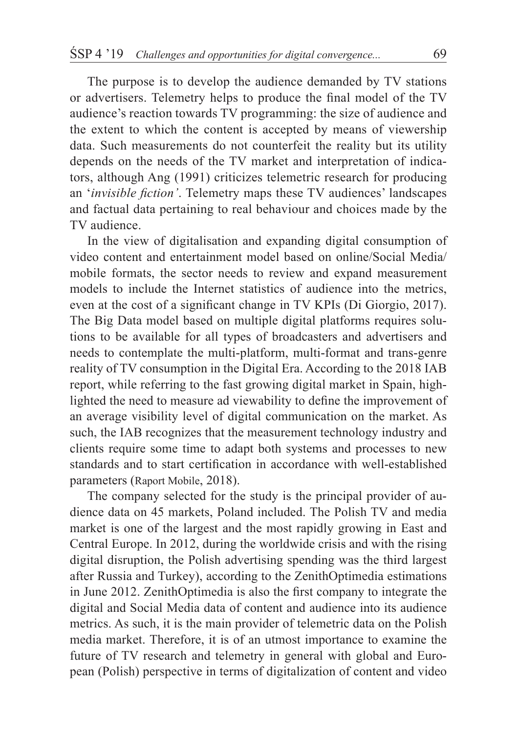The purpose is to develop the audience demanded by TV stations or advertisers. Telemetry helps to produce the final model of the TV audience's reaction towards TV programming: the size of audience and the extent to which the content is accepted by means of viewership data. Such measurements do not counterfeit the reality but its utility depends on the needs of the TV market and interpretation of indicators, although Ang (1991) criticizes telemetric research for producing an '*invisible fiction'*. Telemetry maps these TV audiences' landscapes and factual data pertaining to real behaviour and choices made by the TV audience.

In the view of digitalisation and expanding digital consumption of video content and entertainment model based on online/Social Media/mobile formats, the sector needs to review and expand measurement models to include the Internet statistics of audience into the metrics, even at the cost of a significant change in TV KPIs (Di Giorgio, 2017). The Big Data model based on multiple digital platforms requires solutions to be available for all types of broadcasters and advertisers and needs to contemplate the multi-platform, multi-format and trans-genre reality of TV consumption in the Digital Era. According to the 2018 IAB report, while referring to the fast growing digital market in Spain, highlighted the need to measure ad viewability to define the improvement of an average visibility level of digital communication on the market. As such, the IAB recognizes that the measurement technology industry and clients require some time to adapt both systems and processes to new standards and to start certification in accordance with well-established parameters (Raport Mobile, 2018).

The company selected for the study is the principal provider of audience data on 45 markets, Poland included. The Polish TV and media market is one of the largest and the most rapidly growing in East and Central Europe. In 2012, during the worldwide crisis and with the rising digital disruption, the Polish advertising spending was the third largest after Russia and Turkey), according to the ZenithOptimedia estimations in June 2012. ZenithOptimedia is also the first company to integrate the digital and Social Media data of content and audience into its audience metrics. As such, it is the main provider of telemetric data on the Polish media market. Therefore, it is of an utmost importance to examine the future of TV research and telemetry in general with global and European (Polish) perspective in terms of digitalization of content and video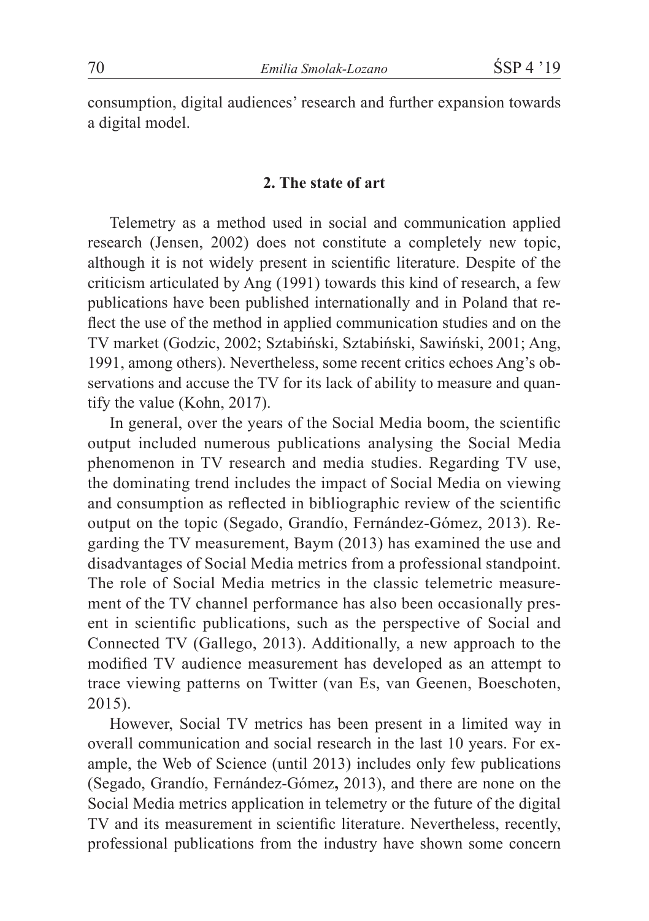consumption, digital audiences' research and further expansion towards a digital model.

## 2. The state of art

Telemetry as a method used in social and communication applied research (Jensen, 2002) does not constitute a completely new topic, although it is not widely present in scientific literature. Despite of the criticism articulated by Ang (1991) towards this kind of research, a few publications have been published internationally and in Poland that reflect the use of the method in applied communication studies and on the TV market (Godzic, 2002; Sztabiński, Sztabiński, Sawiński, 2001; Ang, 1991, among others). Nevertheless, some recent critics echoes Ang's observations and accuse the TV for its lack of ability to measure and quantify the value (Kohn, 2017).

In general, over the years of the Social Media boom, the scientific output included numerous publications analysing the Social Media phenomenon in TV research and media studies. Regarding TV use, the dominating trend includes the impact of Social Media on viewing and consumption as reflected in bibliographic review of the scientific output on the topic (Segado, Grandío, Fernández-Gómez, 2013). Regarding the TV measurement, Baym (2013) has examined the use and disadvantages of Social Media metrics from a professional standpoint. The role of Social Media metrics in the classic telemetric measurement of the TV channel performance has also been occasionally present in scientific publications, such as the perspective of Social and Connected TV (Gallego, 2013). Additionally, a new approach to the modified TV audience measurement has developed as an attempt to trace viewing patterns on Twitter (van Es, van Geenen, Boeschoten, 2015).

However, Social TV metrics has been present in a limited way in overall communication and social research in the last 10 years. For example, the Web of Science (until 2013) includes only few publications (Segado, Grandío, Fernández-Gómez**,** 2013), and there are none on the Social Media metrics application in telemetry or the future of the digital TV and its measurement in scientific literature. Nevertheless, recently, professional publications from the industry have shown some concern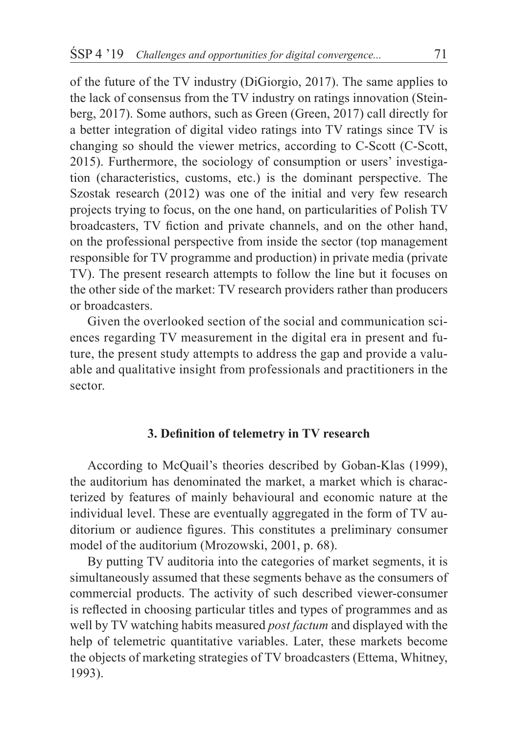of the future of the TV industry (DiGiorgio, 2017). The same applies to the lack of consensus from the TV industry on ratings innovation (Steinberg, 2017). Some authors, such as Green (Green, 2017) call directly for a better integration of digital video ratings into TV ratings since TV is changing so should the viewer metrics, according to C-Scott (C-Scott, 2015). Furthermore, the sociology of consumption or users' investigation (characteristics, customs, etc.) is the dominant perspective. The Szostak research (2012) was one of the initial and very few research projects trying to focus, on the one hand, on particularities of Polish TV broadcasters, TV fiction and private channels, and on the other hand, on the professional perspective from inside the sector (top management responsible for TV programme and production) in private media (private TV). The present research attempts to follow the line but it focuses on the other side of the market: TV research providers rather than producers or broadcasters.

Given the overlooked section of the social and communication sciences regarding TV measurement in the digital era in present and future, the present study attempts to address the gap and provide a valuable and qualitative insight from professionals and practitioners in the sector.

### 3. Definition of telemetry in TV research

According to McQuail's theories described by Goban-Klas (1999), the auditorium has denominated the market, a market which is characterized by features of mainly behavioural and economic nature at the individual level. These are eventually aggregated in the form of TV auditorium or audience figures. This constitutes a preliminary consumer model of the auditorium (Mrozowski, 2001, p. 68).

By putting TV auditoria into the categories of market segments, it is simultaneously assumed that these segments behave as the consumers of commercial products. The activity of such described viewer-consumer is reflected in choosing particular titles and types of programmes and as well by TV watching habits measured *post factum* and displayed with the help of telemetric quantitative variables. Later, these markets become the objects of marketing strategies of TV broadcasters (Ettema, Whitney, 1993).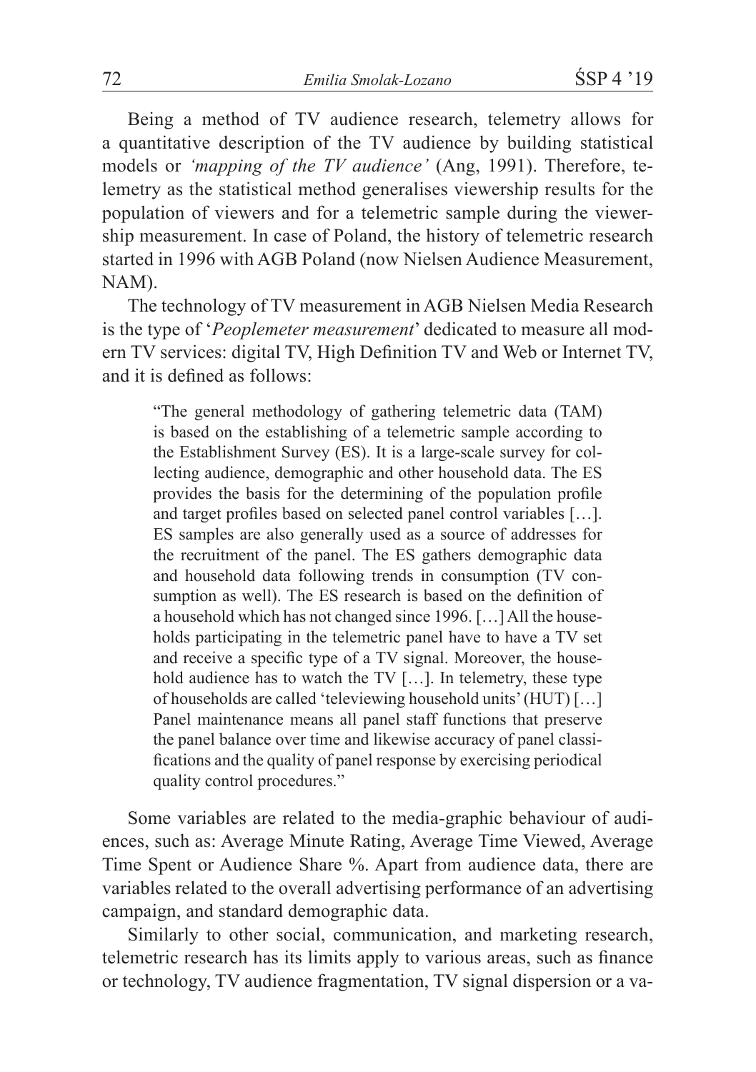Being a method of TV audience research, telemetry allows for a quantitative description of the TV audience by building statistical models or *'mapping of the TV audience'* (Ang, 1991). Therefore, telemetry as the statistical method generalises viewership results for the population of viewers and for a telemetric sample during the viewership measurement. In case of Poland, the history of telemetric research started in 1996 with AGB Poland (now Nielsen Audience Measurement, NAM).

The technology of TV measurement in AGB Nielsen Media Research is the type of '*Peoplemeter measurement*' dedicated to measure all modern TV services: digital TV, High Definition TV and Web or Internet TV, and it is defined as follows:

> "The general methodology of gathering telemetric data (TAM) is based on the establishing of a telemetric sample according to the Establishment Survey (ES). It is a large-scale survey for collecting audience, demographic and other household data. The ES provides the basis for the determining of the population profile and target profiles based on selected panel control variables […]. ES samples are also generally used as a source of addresses for the recruitment of the panel. The ES gathers demographic data and household data following trends in consumption (TV consumption as well). The ES research is based on the definition of a household which has not changed since 1996. […] All the households participating in the telemetric panel have to have a TV set and receive a specific type of a TV signal. Moreover, the household audience has to watch the TV […]. In telemetry, these type of households are called 'televiewing household units' (HUT) […] Panel maintenance means all panel staff functions that preserve the panel balance over time and likewise accuracy of panel classifications and the quality of panel response by exercising periodical quality control procedures."

Some variables are related to the media-graphic behaviour of audiences, such as: Average Minute Rating, Average Time Viewed, Average Time Spent or Audience Share %. Apart from audience data, there are variables related to the overall advertising performance of an advertising campaign, and standard demographic data.

Similarly to other social, communication, and marketing research, telemetric research has its limits apply to various areas, such as finance or technology, TV audience fragmentation, TV signal dispersion or a va-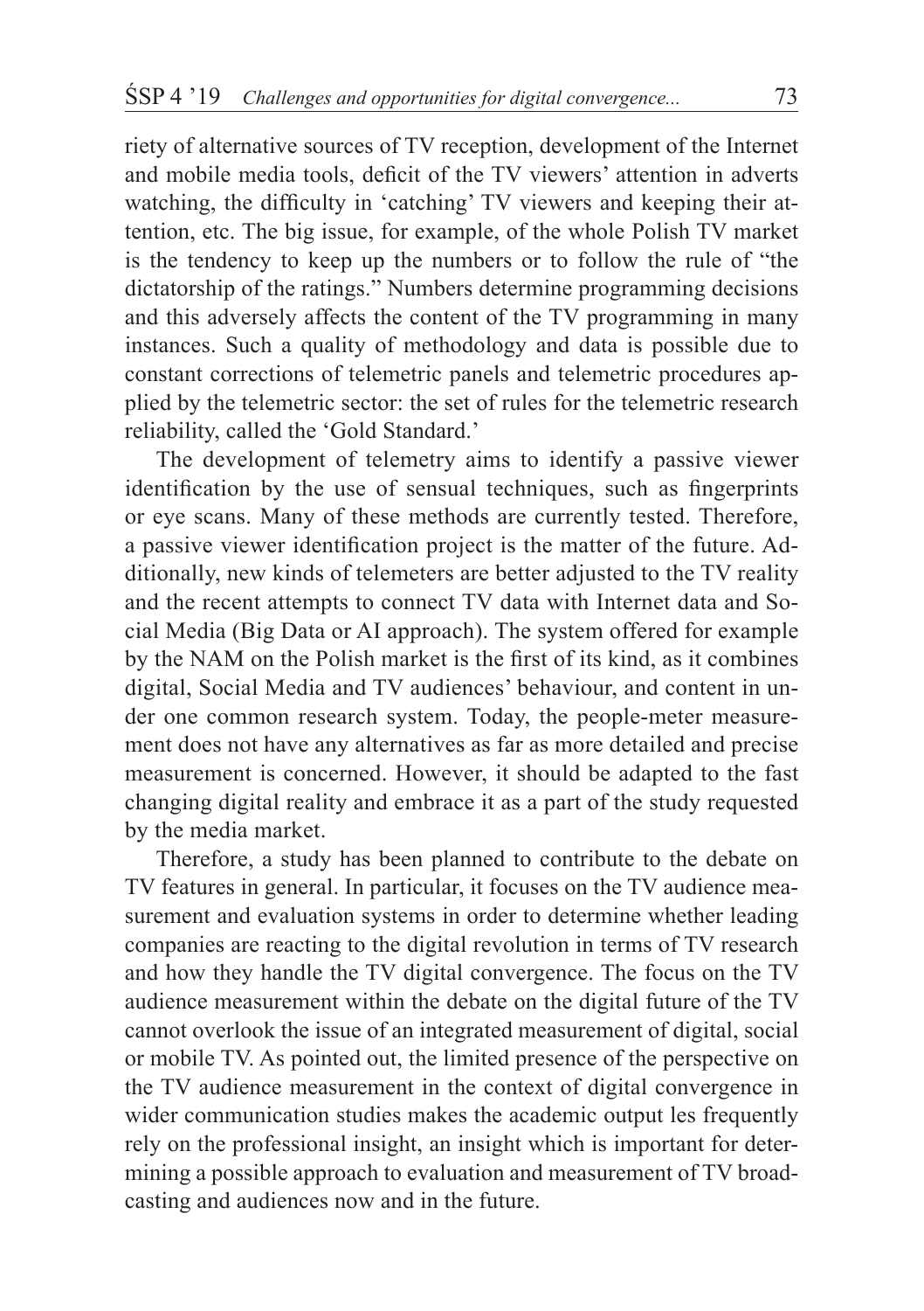riety of alternative sources of TV reception, development of the Internet and mobile media tools, deficit of the TV viewers' attention in adverts watching, the difficulty in 'catching' TV viewers and keeping their attention, etc. The big issue, for example, of the whole Polish TV market is the tendency to keep up the numbers or to follow the rule of "the dictatorship of the ratings." Numbers determine programming decisions and this adversely affects the content of the TV programming in many instances. Such a quality of methodology and data is possible due to constant corrections of telemetric panels and telemetric procedures applied by the telemetric sector: the set of rules for the telemetric research reliability, called the 'Gold Standard.'

The development of telemetry aims to identify a passive viewer identification by the use of sensual techniques, such as fingerprints or eye scans. Many of these methods are currently tested. Therefore, a passive viewer identification project is the matter of the future. Additionally, new kinds of telemeters are better adjusted to the TV reality and the recent attempts to connect TV data with Internet data and Social Media (Big Data or AI approach). The system offered for example by the NAM on the Polish market is the first of its kind, as it combines digital, Social Media and TV audiences' behaviour, and content in under one common research system. Today, the people-meter measurement does not have any alternatives as far as more detailed and precise measurement is concerned. However, it should be adapted to the fast changing digital reality and embrace it as a part of the study requested by the media market.

Therefore, a study has been planned to contribute to the debate on TV features in general. In particular, it focuses on the TV audience measurement and evaluation systems in order to determine whether leading companies are reacting to the digital revolution in terms of TV research and how they handle the TV digital convergence. The focus on the TV audience measurement within the debate on the digital future of the TV cannot overlook the issue of an integrated measurement of digital, social or mobile TV. As pointed out, the limited presence of the perspective on the TV audience measurement in the context of digital convergence in wider communication studies makes the academic output les frequently rely on the professional insight, an insight which is important for determining a possible approach to evaluation and measurement of TV broadcasting and audiences now and in the future.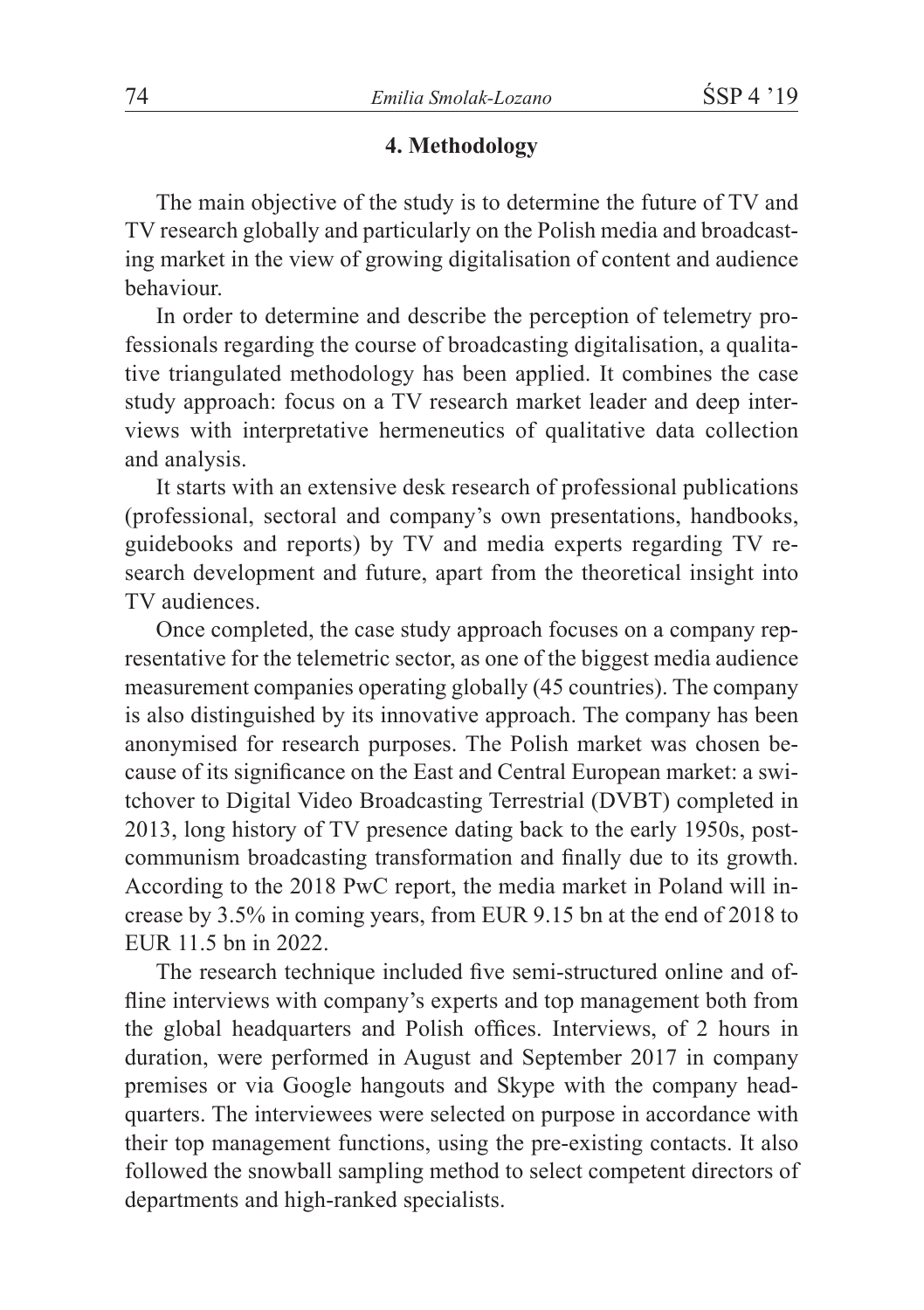## 4. Methodology

The main objective of the study is to determine the future of TV and TV research globally and particularly on the Polish media and broadcasting market in the view of growing digitalisation of content and audience behaviour.

In order to determine and describe the perception of telemetry professionals regarding the course of broadcasting digitalisation, a qualitative triangulated methodology has been applied. It combines the case study approach: focus on a TV research market leader and deep interviews with interpretative hermeneutics of qualitative data collection and analysis.

It starts with an extensive desk research of professional publications (professional, sectoral and company's own presentations, handbooks, guidebooks and reports) by TV and media experts regarding TV research development and future, apart from the theoretical insight into TV audiences.

Once completed, the case study approach focuses on a company representative for the telemetric sector, as one of the biggest media audience measurement companies operating globally (45 countries). The company is also distinguished by its innovative approach. The company has been anonymised for research purposes. The Polish market was chosen because of its significance on the East and Central European market: a switchover to Digital Video Broadcasting Terrestrial (DVBT) completed in 2013, long history of TV presence dating back to the early 1950s, post-communism broadcasting transformation and finally due to its growth. According to the 2018 PwC report, the media market in Poland will increase by 3.5% in coming years, from EUR 9.15 bn at the end of 2018 to EUR 11.5 bn in 2022.

The research technique included five semi-structured online and offline interviews with company's experts and top management both from the global headquarters and Polish offices. Interviews, of 2 hours in duration, were performed in August and September 2017 in company premises or via Google hangouts and Skype with the company headquarters. The interviewees were selected on purpose in accordance with their top management functions, using the pre-existing contacts. It also followed the snowball sampling method to select competent directors of departments and high-ranked specialists.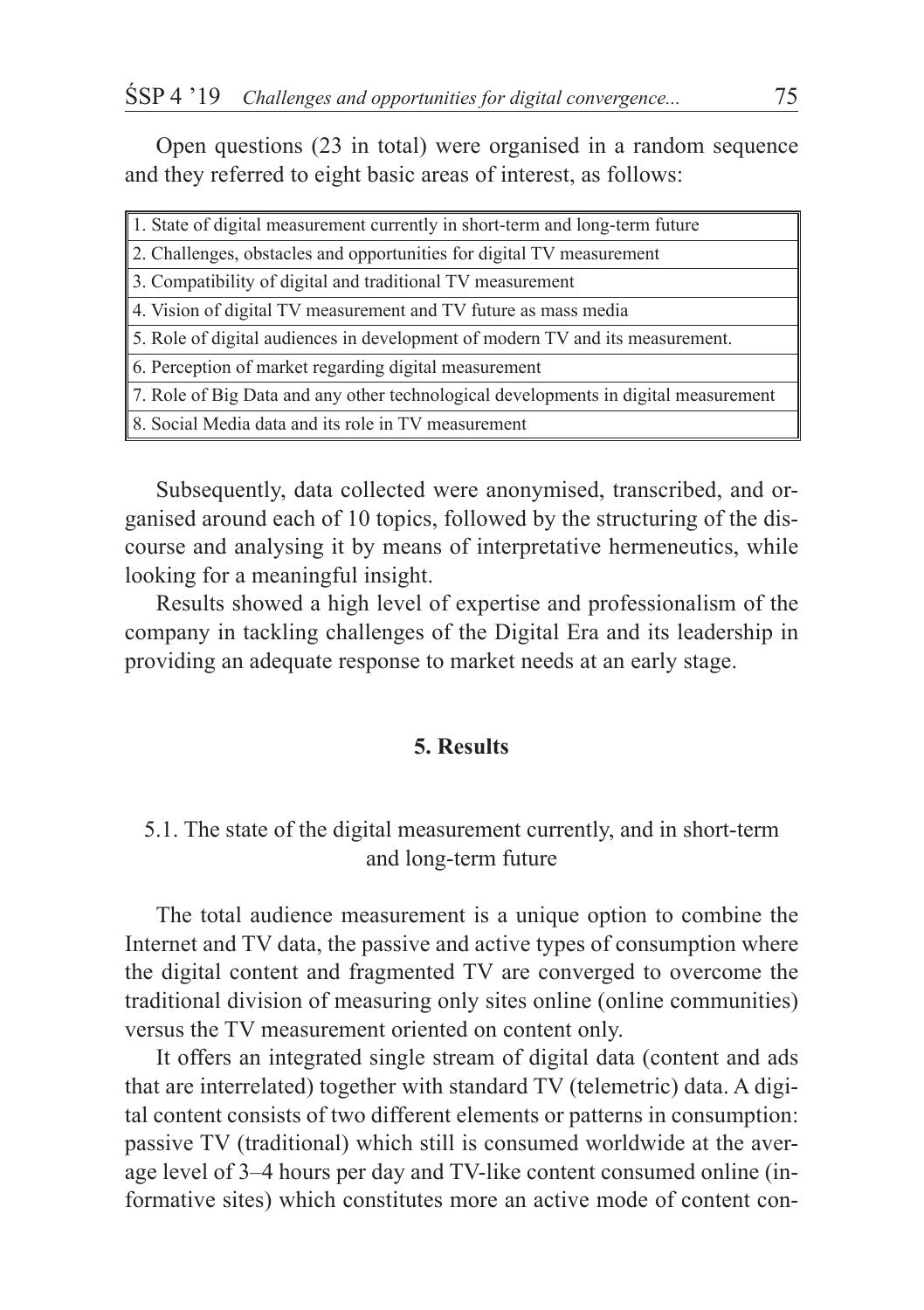Open questions (23 in total) were organised in a random sequence and they referred to eight basic areas of interest, as follows:

| 1. State of digital measurement currently in short-term and long-term future |
|---|
| 2. Challenges, obstacles and opportunities for digital TV measurement |
| 3. Compatibility of digital and traditional TV measurement |
| 4. Vision of digital TV measurement and TV future as mass media |
| 5. Role of digital audiences in development of modern TV and its measurement. |
| 6. Perception of market regarding digital measurement |
| 7. Role of Big Data and any other technological developments in digital measurement |
| 8. Social Media data and its role in TV measurement |

Subsequently, data collected were anonymised, transcribed, and organised around each of 10 topics, followed by the structuring of the discourse and analysing it by means of interpretative hermeneutics, while looking for a meaningful insight.

Results showed a high level of expertise and professionalism of the company in tackling challenges of the Digital Era and its leadership in providing an adequate response to market needs at an early stage.

## 5. Results

### 5.1. The state of the digital measurement currently, and in short-term and long-term future

The total audience measurement is a unique option to combine the Internet and TV data, the passive and active types of consumption where the digital content and fragmented TV are converged to overcome the traditional division of measuring only sites online (online communities) versus the TV measurement oriented on content only.

It offers an integrated single stream of digital data (content and ads that are interrelated) together with standard TV (telemetric) data. A digital content consists of two different elements or patterns in consumption: passive TV (traditional) which still is consumed worldwide at the average level of 3–4 hours per day and TV-like content consumed online (informative sites) which constitutes more an active mode of content con-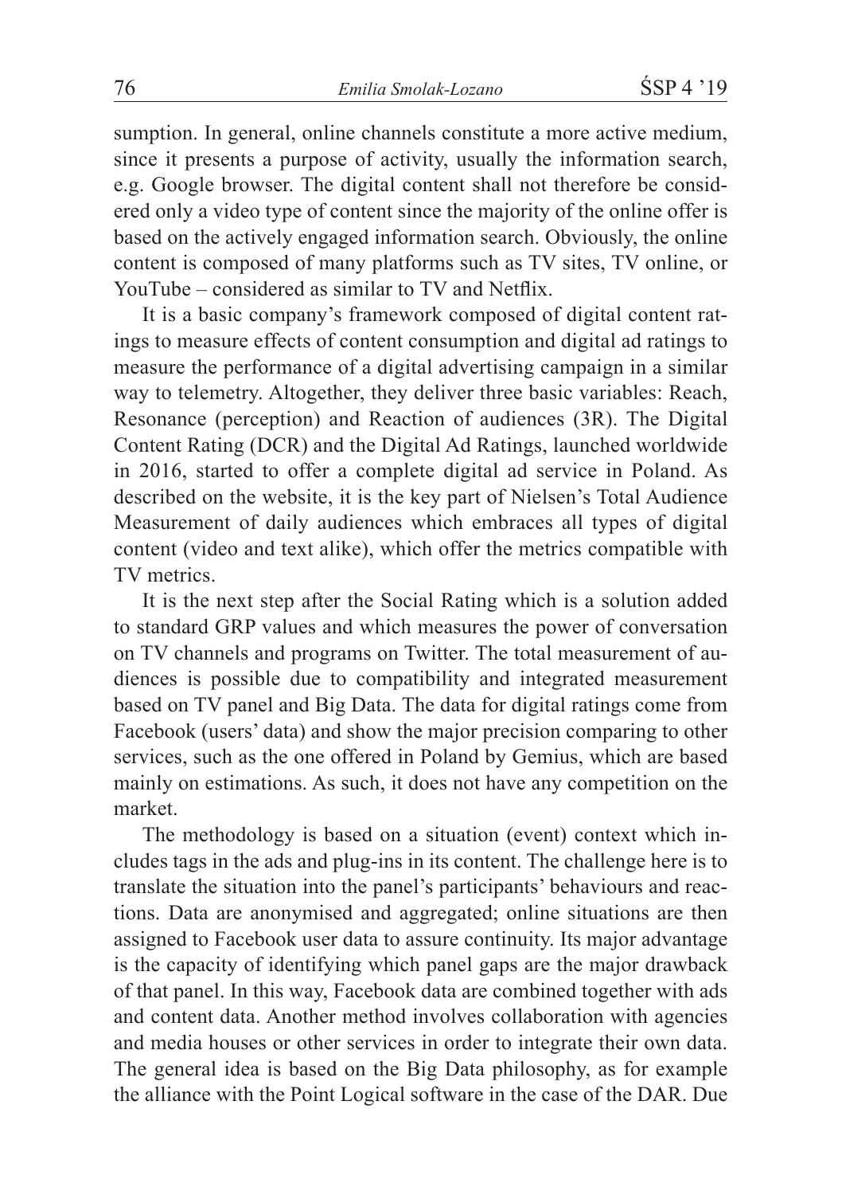sumption. In general, online channels constitute a more active medium, since it presents a purpose of activity, usually the information search, e.g. Google browser. The digital content shall not therefore be considered only a video type of content since the majority of the online offer is based on the actively engaged information search. Obviously, the online content is composed of many platforms such as TV sites, TV online, or YouTube – considered as similar to TV and Netflix.

It is a basic company's framework composed of digital content ratings to measure effects of content consumption and digital ad ratings to measure the performance of a digital advertising campaign in a similar way to telemetry. Altogether, they deliver three basic variables: Reach, Resonance (perception) and Reaction of audiences (3R). The Digital Content Rating (DCR) and the Digital Ad Ratings, launched worldwide in 2016, started to offer a complete digital ad service in Poland. As described on the website, it is the key part of Nielsen's Total Audience Measurement of daily audiences which embraces all types of digital content (video and text alike), which offer the metrics compatible with TV metrics.

It is the next step after the Social Rating which is a solution added to standard GRP values and which measures the power of conversation on TV channels and programs on Twitter. The total measurement of audiences is possible due to compatibility and integrated measurement based on TV panel and Big Data. The data for digital ratings come from Facebook (users' data) and show the major precision comparing to other services, such as the one offered in Poland by Gemius, which are based mainly on estimations. As such, it does not have any competition on the market.

The methodology is based on a situation (event) context which includes tags in the ads and plug-ins in its content. The challenge here is to translate the situation into the panel's participants' behaviours and reactions. Data are anonymised and aggregated; online situations are then assigned to Facebook user data to assure continuity. Its major advantage is the capacity of identifying which panel gaps are the major drawback of that panel. In this way, Facebook data are combined together with ads and content data. Another method involves collaboration with agencies and media houses or other services in order to integrate their own data. The general idea is based on the Big Data philosophy, as for example the alliance with the Point Logical software in the case of the DAR. Due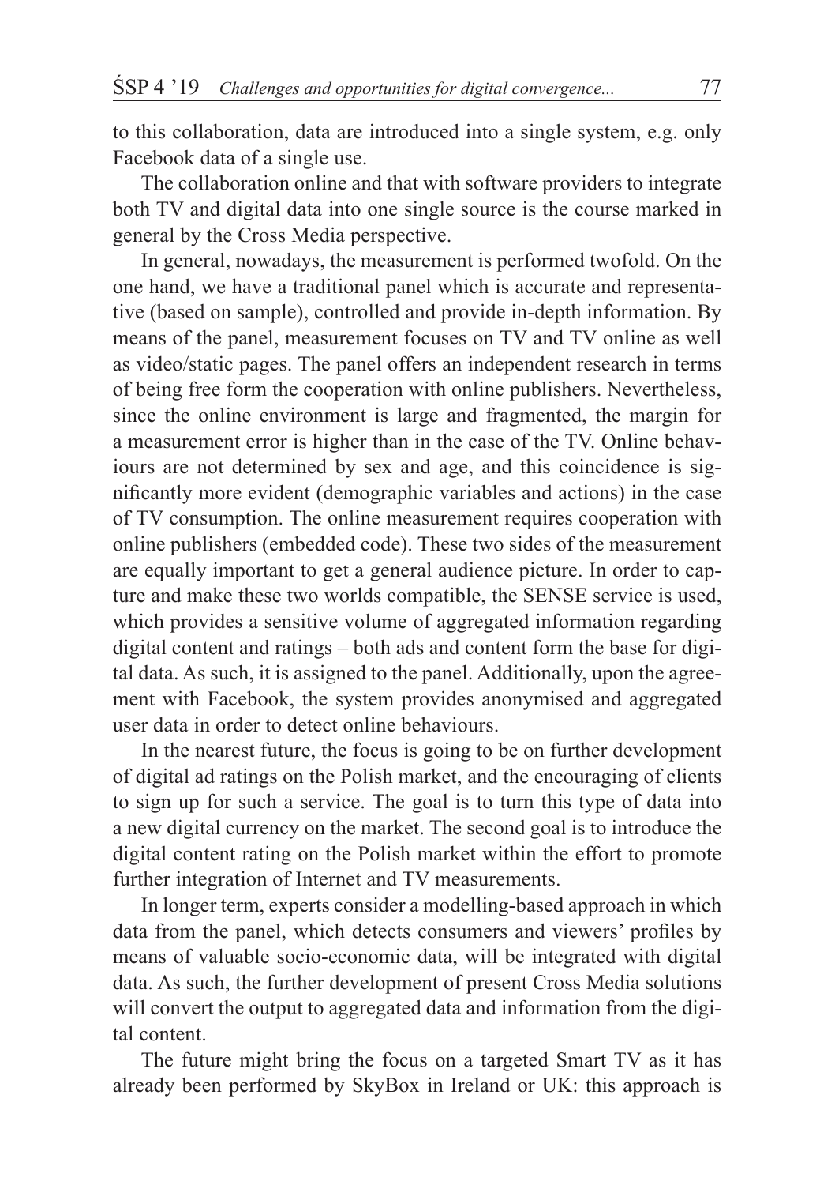to this collaboration, data are introduced into a single system, e.g. only Facebook data of a single use.

The collaboration online and that with software providers to integrate both TV and digital data into one single source is the course marked in general by the Cross Media perspective.

In general, nowadays, the measurement is performed twofold. On the one hand, we have a traditional panel which is accurate and representative (based on sample), controlled and provide in-depth information. By means of the panel, measurement focuses on TV and TV online as well as video/static pages. The panel offers an independent research in terms of being free form the cooperation with online publishers. Nevertheless, since the online environment is large and fragmented, the margin for a measurement error is higher than in the case of the TV. Online behaviours are not determined by sex and age, and this coincidence is significantly more evident (demographic variables and actions) in the case of TV consumption. The online measurement requires cooperation with online publishers (embedded code). These two sides of the measurement are equally important to get a general audience picture. In order to capture and make these two worlds compatible, the SENSE service is used, which provides a sensitive volume of aggregated information regarding digital content and ratings – both ads and content form the base for digital data. As such, it is assigned to the panel. Additionally, upon the agreement with Facebook, the system provides anonymised and aggregated user data in order to detect online behaviours.

In the nearest future, the focus is going to be on further development of digital ad ratings on the Polish market, and the encouraging of clients to sign up for such a service. The goal is to turn this type of data into a new digital currency on the market. The second goal is to introduce the digital content rating on the Polish market within the effort to promote further integration of Internet and TV measurements.

In longer term, experts consider a modelling-based approach in which data from the panel, which detects consumers and viewers' profiles by means of valuable socio-economic data, will be integrated with digital data. As such, the further development of present Cross Media solutions will convert the output to aggregated data and information from the digital content.

The future might bring the focus on a targeted Smart TV as it has already been performed by SkyBox in Ireland or UK: this approach is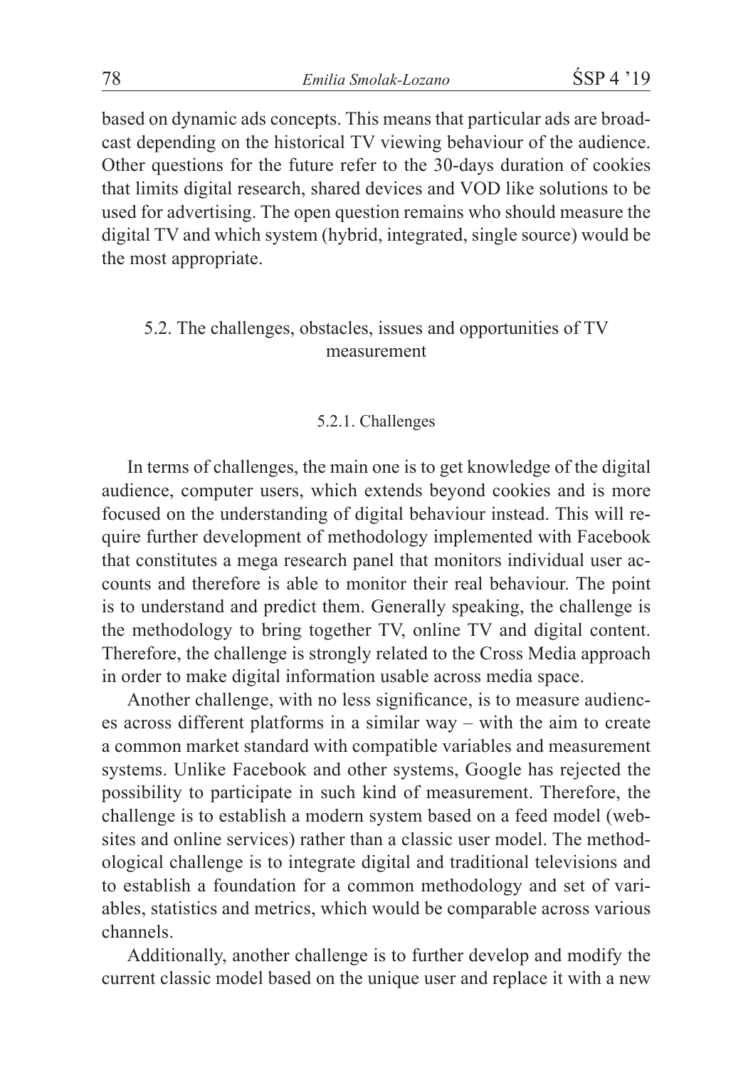based on dynamic ads concepts. This means that particular ads are broadcast depending on the historical TV viewing behaviour of the audience. Other questions for the future refer to the 30-days duration of cookies that limits digital research, shared devices and VOD like solutions to be used for advertising. The open question remains who should measure the digital TV and which system (hybrid, integrated, single source) would be the most appropriate.

## 5.2. The challenges, obstacles, issues and opportunities of TV measurement

### 5.2.1. Challenges

In terms of challenges, the main one is to get knowledge of the digital audience, computer users, which extends beyond cookies and is more focused on the understanding of digital behaviour instead. This will require further development of methodology implemented with Facebook that constitutes a mega research panel that monitors individual user accounts and therefore is able to monitor their real behaviour. The point is to understand and predict them. Generally speaking, the challenge is the methodology to bring together TV, online TV and digital content. Therefore, the challenge is strongly related to the Cross Media approach in order to make digital information usable across media space.

Another challenge, with no less significance, is to measure audiences across different platforms in a similar way – with the aim to create a common market standard with compatible variables and measurement systems. Unlike Facebook and other systems, Google has rejected the possibility to participate in such kind of measurement. Therefore, the challenge is to establish a modern system based on a feed model (websites and online services) rather than a classic user model. The methodological challenge is to integrate digital and traditional televisions and to establish a foundation for a common methodology and set of variables, statistics and metrics, which would be comparable across various channels.

Additionally, another challenge is to further develop and modify the current classic model based on the unique user and replace it with a new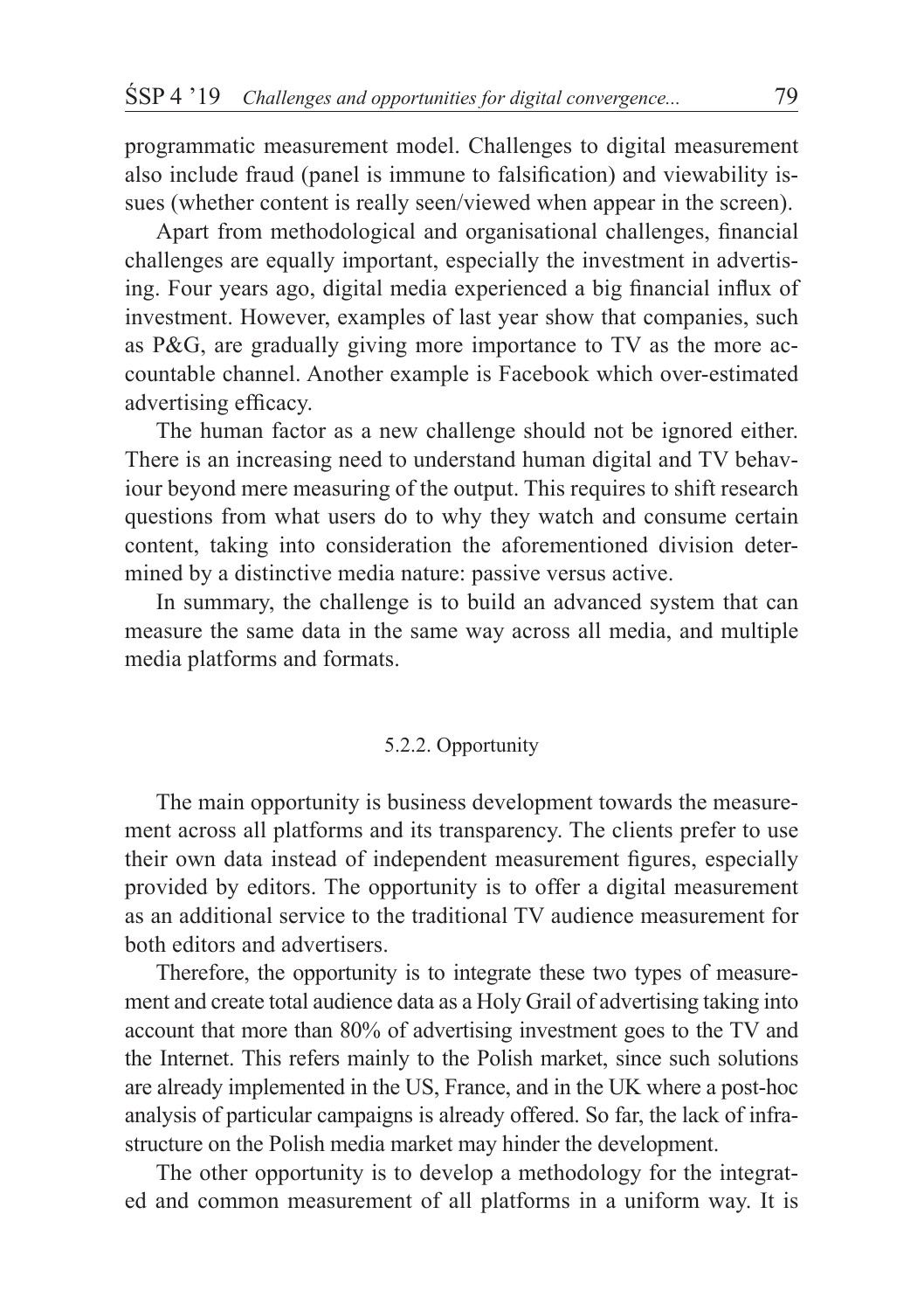programmatic measurement model. Challenges to digital measurement also include fraud (panel is immune to falsification) and viewability issues (whether content is really seen/viewed when appear in the screen).

Apart from methodological and organisational challenges, financial challenges are equally important, especially the investment in advertising. Four years ago, digital media experienced a big financial influx of investment. However, examples of last year show that companies, such as P&G, are gradually giving more importance to TV as the more accountable channel. Another example is Facebook which over-estimated advertising efficacy.

The human factor as a new challenge should not be ignored either. There is an increasing need to understand human digital and TV behaviour beyond mere measuring of the output. This requires to shift research questions from what users do to why they watch and consume certain content, taking into consideration the aforementioned division determined by a distinctive media nature: passive versus active.

In summary, the challenge is to build an advanced system that can measure the same data in the same way across all media, and multiple media platforms and formats.

#### 5.2.2. Opportunity

The main opportunity is business development towards the measurement across all platforms and its transparency. The clients prefer to use their own data instead of independent measurement figures, especially provided by editors. The opportunity is to offer a digital measurement as an additional service to the traditional TV audience measurement for both editors and advertisers.

Therefore, the opportunity is to integrate these two types of measurement and create total audience data as a Holy Grail of advertising taking into account that more than 80% of advertising investment goes to the TV and the Internet. This refers mainly to the Polish market, since such solutions are already implemented in the US, France, and in the UK where a post-hoc analysis of particular campaigns is already offered. So far, the lack of infrastructure on the Polish media market may hinder the development.

The other opportunity is to develop a methodology for the integrated and common measurement of all platforms in a uniform way. It is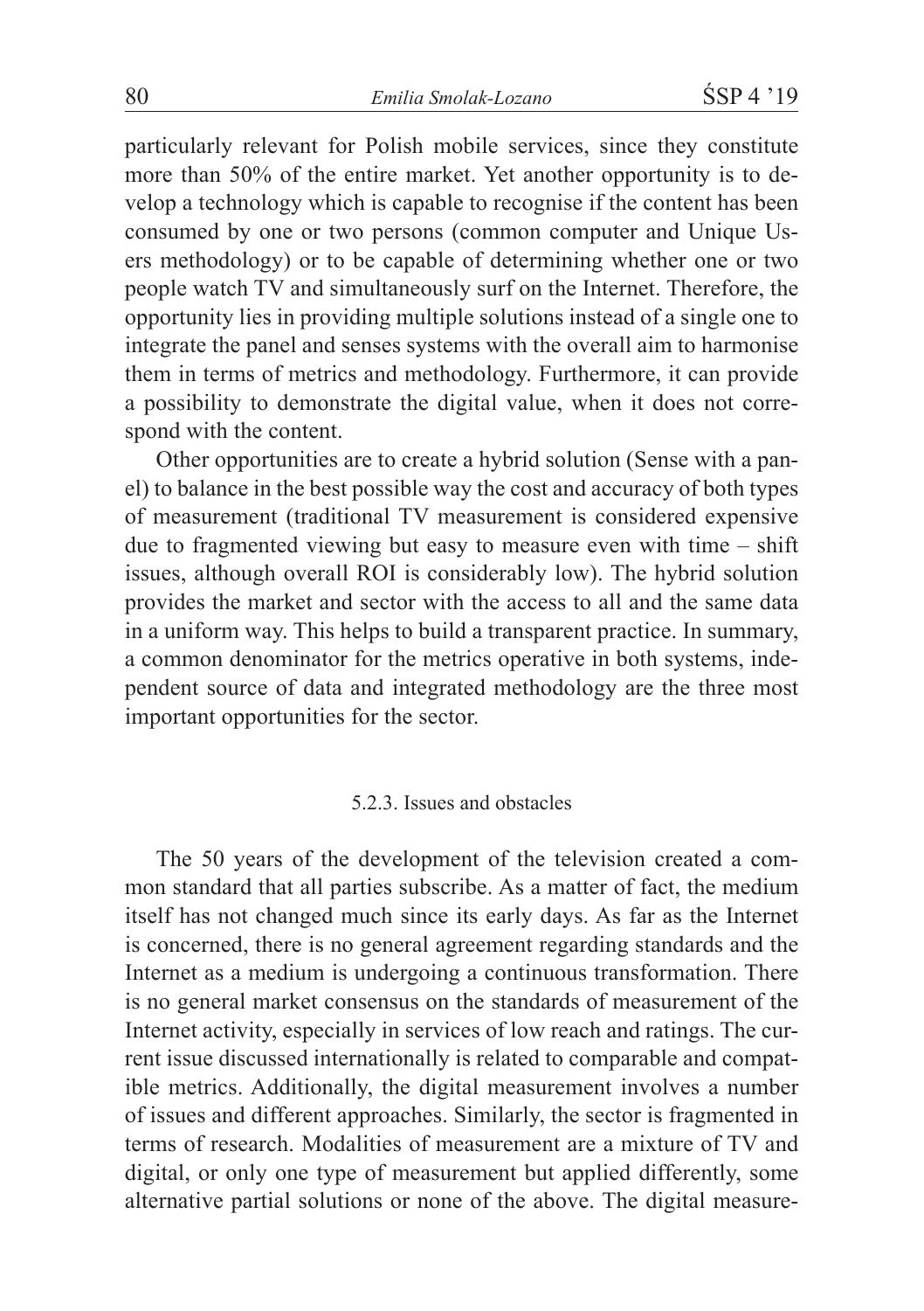particularly relevant for Polish mobile services, since they constitute more than 50% of the entire market. Yet another opportunity is to develop a technology which is capable to recognise if the content has been consumed by one or two persons (common computer and Unique Users methodology) or to be capable of determining whether one or two people watch TV and simultaneously surf on the Internet. Therefore, the opportunity lies in providing multiple solutions instead of a single one to integrate the panel and senses systems with the overall aim to harmonise them in terms of metrics and methodology. Furthermore, it can provide a possibility to demonstrate the digital value, when it does not correspond with the content.

Other opportunities are to create a hybrid solution (Sense with a panel) to balance in the best possible way the cost and accuracy of both types of measurement (traditional TV measurement is considered expensive due to fragmented viewing but easy to measure even with time – shift issues, although overall ROI is considerably low). The hybrid solution provides the market and sector with the access to all and the same data in a uniform way. This helps to build a transparent practice. In summary, a common denominator for the metrics operative in both systems, independent source of data and integrated methodology are the three most important opportunities for the sector.

#### 5.2.3. Issues and obstacles

The 50 years of the development of the television created a common standard that all parties subscribe. As a matter of fact, the medium itself has not changed much since its early days. As far as the Internet is concerned, there is no general agreement regarding standards and the Internet as a medium is undergoing a continuous transformation. There is no general market consensus on the standards of measurement of the Internet activity, especially in services of low reach and ratings. The current issue discussed internationally is related to comparable and compatible metrics. Additionally, the digital measurement involves a number of issues and different approaches. Similarly, the sector is fragmented in terms of research. Modalities of measurement are a mixture of TV and digital, or only one type of measurement but applied differently, some alternative partial solutions or none of the above. The digital measure-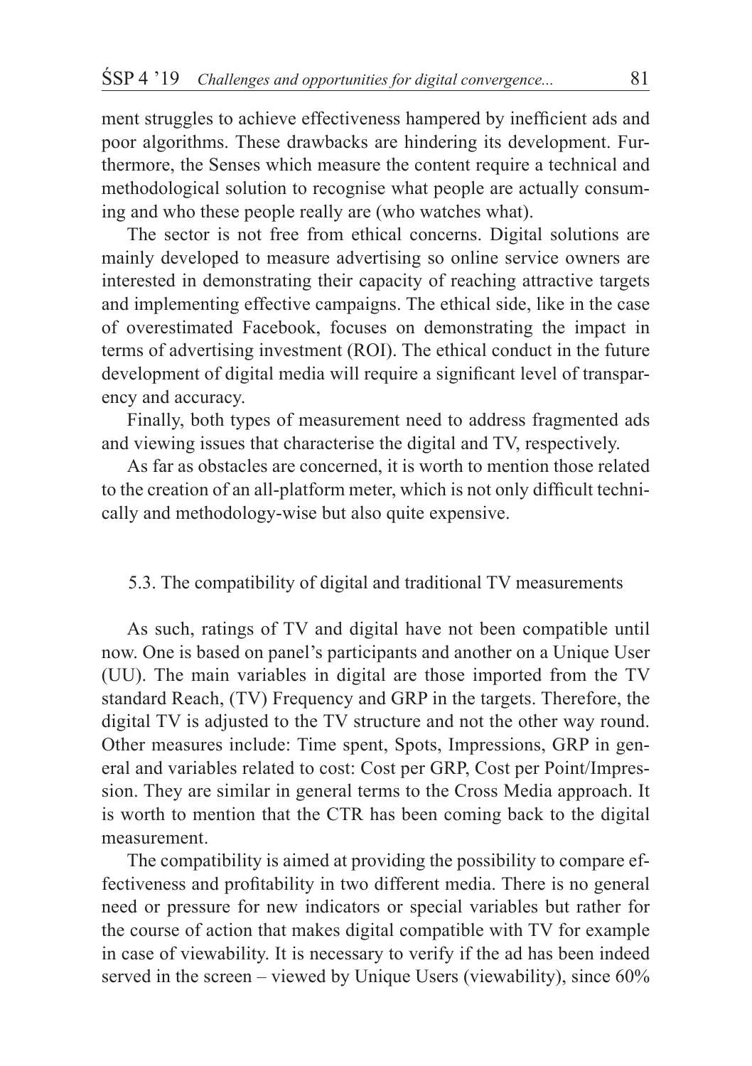ment struggles to achieve effectiveness hampered by inefficient ads and poor algorithms. These drawbacks are hindering its development. Furthermore, the Senses which measure the content require a technical and methodological solution to recognise what people are actually consuming and who these people really are (who watches what).

The sector is not free from ethical concerns. Digital solutions are mainly developed to measure advertising so online service owners are interested in demonstrating their capacity of reaching attractive targets and implementing effective campaigns. The ethical side, like in the case of overestimated Facebook, focuses on demonstrating the impact in terms of advertising investment (ROI). The ethical conduct in the future development of digital media will require a significant level of transparency and accuracy.

Finally, both types of measurement need to address fragmented ads and viewing issues that characterise the digital and TV, respectively.

As far as obstacles are concerned, it is worth to mention those related to the creation of an all-platform meter, which is not only difficult technically and methodology-wise but also quite expensive.

### 5.3. The compatibility of digital and traditional TV measurements

As such, ratings of TV and digital have not been compatible until now. One is based on panel's participants and another on a Unique User (UU). The main variables in digital are those imported from the TV standard Reach, (TV) Frequency and GRP in the targets. Therefore, the digital TV is adjusted to the TV structure and not the other way round. Other measures include: Time spent, Spots, Impressions, GRP in general and variables related to cost: Cost per GRP, Cost per Point/Impression. They are similar in general terms to the Cross Media approach. It is worth to mention that the CTR has been coming back to the digital measurement.

The compatibility is aimed at providing the possibility to compare effectiveness and profitability in two different media. There is no general need or pressure for new indicators or special variables but rather for the course of action that makes digital compatible with TV for example in case of viewability. It is necessary to verify if the ad has been indeed served in the screen – viewed by Unique Users (viewability), since 60%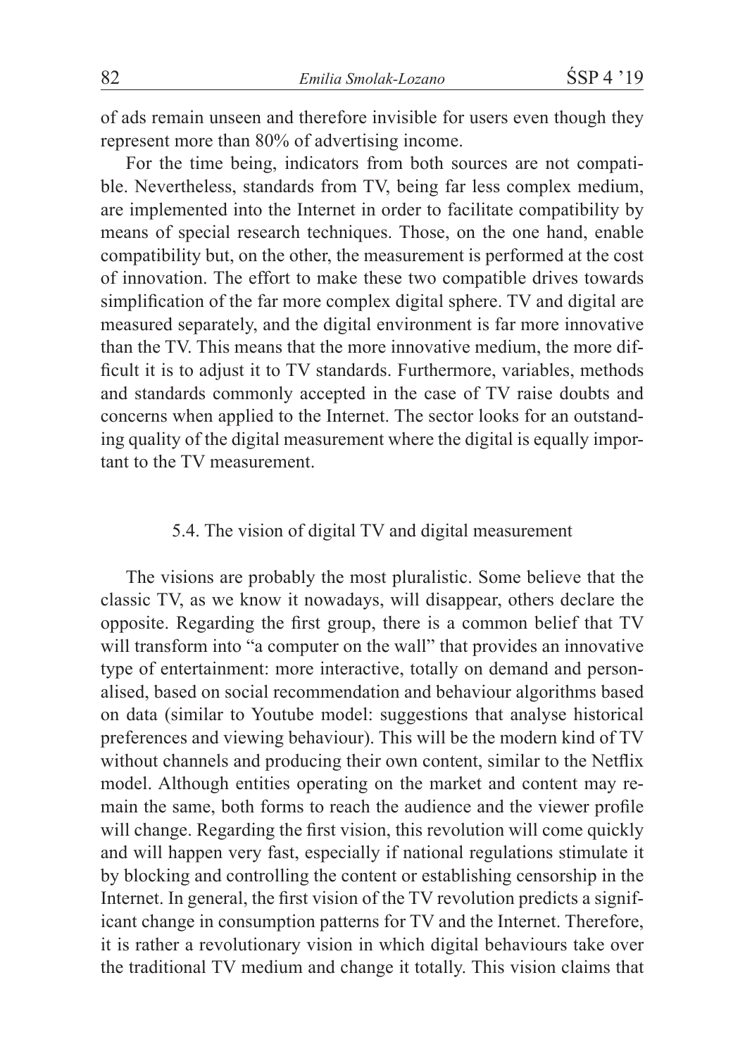of ads remain unseen and therefore invisible for users even though they represent more than 80% of advertising income.

For the time being, indicators from both sources are not compatible. Nevertheless, standards from TV, being far less complex medium, are implemented into the Internet in order to facilitate compatibility by means of special research techniques. Those, on the one hand, enable compatibility but, on the other, the measurement is performed at the cost of innovation. The effort to make these two compatible drives towards simplification of the far more complex digital sphere. TV and digital are measured separately, and the digital environment is far more innovative than the TV. This means that the more innovative medium, the more difficult it is to adjust it to TV standards. Furthermore, variables, methods and standards commonly accepted in the case of TV raise doubts and concerns when applied to the Internet. The sector looks for an outstanding quality of the digital measurement where the digital is equally important to the TV measurement.

### 5.4. The vision of digital TV and digital measurement

The visions are probably the most pluralistic. Some believe that the classic TV, as we know it nowadays, will disappear, others declare the opposite. Regarding the first group, there is a common belief that TV will transform into "a computer on the wall" that provides an innovative type of entertainment: more interactive, totally on demand and personalised, based on social recommendation and behaviour algorithms based on data (similar to Youtube model: suggestions that analyse historical preferences and viewing behaviour). This will be the modern kind of TV without channels and producing their own content, similar to the Netflix model. Although entities operating on the market and content may remain the same, both forms to reach the audience and the viewer profile will change. Regarding the first vision, this revolution will come quickly and will happen very fast, especially if national regulations stimulate it by blocking and controlling the content or establishing censorship in the Internet. In general, the first vision of the TV revolution predicts a significant change in consumption patterns for TV and the Internet. Therefore, it is rather a revolutionary vision in which digital behaviours take over the traditional TV medium and change it totally. This vision claims that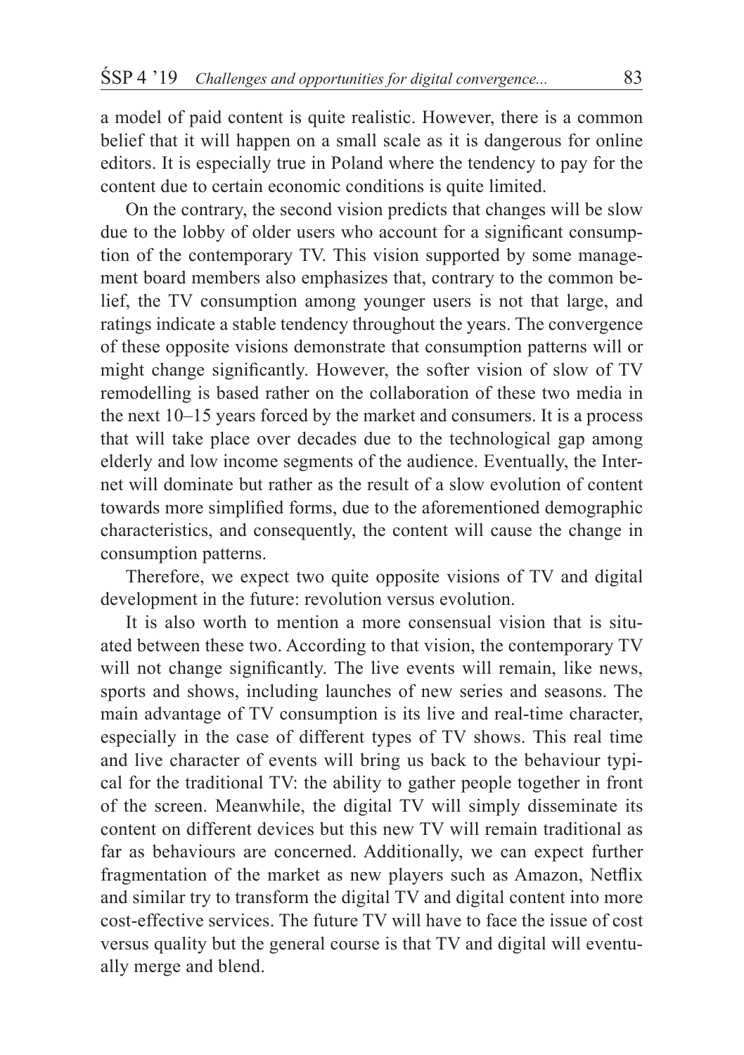a model of paid content is quite realistic. However, there is a common belief that it will happen on a small scale as it is dangerous for online editors. It is especially true in Poland where the tendency to pay for the content due to certain economic conditions is quite limited.

On the contrary, the second vision predicts that changes will be slow due to the lobby of older users who account for a significant consumption of the contemporary TV. This vision supported by some management board members also emphasizes that, contrary to the common belief, the TV consumption among younger users is not that large, and ratings indicate a stable tendency throughout the years. The convergence of these opposite visions demonstrate that consumption patterns will or might change significantly. However, the softer vision of slow of TV remodelling is based rather on the collaboration of these two media in the next 10–15 years forced by the market and consumers. It is a process that will take place over decades due to the technological gap among elderly and low income segments of the audience. Eventually, the Internet will dominate but rather as the result of a slow evolution of content towards more simplified forms, due to the aforementioned demographic characteristics, and consequently, the content will cause the change in consumption patterns.

Therefore, we expect two quite opposite visions of TV and digital development in the future: revolution versus evolution.

It is also worth to mention a more consensual vision that is situated between these two. According to that vision, the contemporary TV will not change significantly. The live events will remain, like news, sports and shows, including launches of new series and seasons. The main advantage of TV consumption is its live and real-time character, especially in the case of different types of TV shows. This real time and live character of events will bring us back to the behaviour typical for the traditional TV: the ability to gather people together in front of the screen. Meanwhile, the digital TV will simply disseminate its content on different devices but this new TV will remain traditional as far as behaviours are concerned. Additionally, we can expect further fragmentation of the market as new players such as Amazon, Netflix and similar try to transform the digital TV and digital content into more cost-effective services. The future TV will have to face the issue of cost versus quality but the general course is that TV and digital will eventually merge and blend.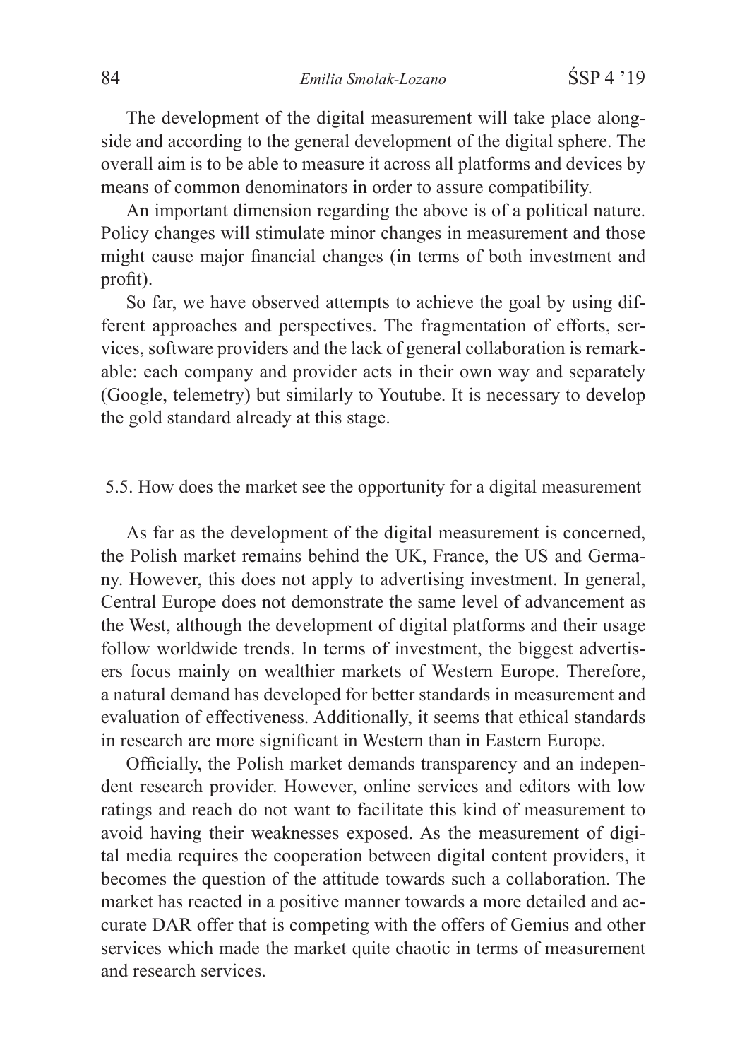The development of the digital measurement will take place alongside and according to the general development of the digital sphere. The overall aim is to be able to measure it across all platforms and devices by means of common denominators in order to assure compatibility.

An important dimension regarding the above is of a political nature. Policy changes will stimulate minor changes in measurement and those might cause major financial changes (in terms of both investment and profit).

So far, we have observed attempts to achieve the goal by using different approaches and perspectives. The fragmentation of efforts, services, software providers and the lack of general collaboration is remarkable: each company and provider acts in their own way and separately (Google, telemetry) but similarly to Youtube. It is necessary to develop the gold standard already at this stage.

### 5.5. How does the market see the opportunity for a digital measurement

As far as the development of the digital measurement is concerned, the Polish market remains behind the UK, France, the US and Germany. However, this does not apply to advertising investment. In general, Central Europe does not demonstrate the same level of advancement as the West, although the development of digital platforms and their usage follow worldwide trends. In terms of investment, the biggest advertisers focus mainly on wealthier markets of Western Europe. Therefore, a natural demand has developed for better standards in measurement and evaluation of effectiveness. Additionally, it seems that ethical standards in research are more significant in Western than in Eastern Europe.

Officially, the Polish market demands transparency and an independent research provider. However, online services and editors with low ratings and reach do not want to facilitate this kind of measurement to avoid having their weaknesses exposed. As the measurement of digital media requires the cooperation between digital content providers, it becomes the question of the attitude towards such a collaboration. The market has reacted in a positive manner towards a more detailed and accurate DAR offer that is competing with the offers of Gemius and other services which made the market quite chaotic in terms of measurement and research services.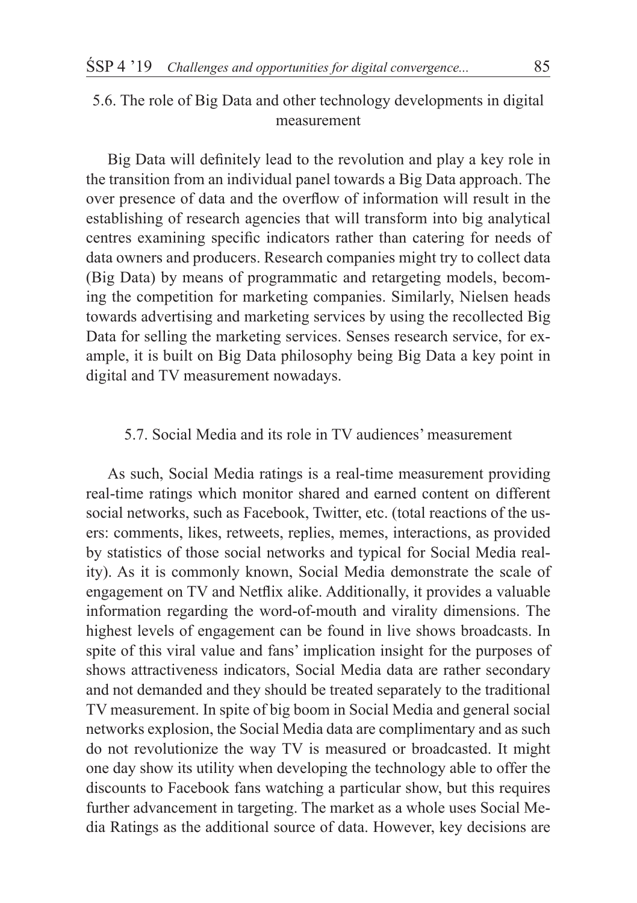## 5.6. The role of Big Data and other technology developments in digital measurement

Big Data will definitely lead to the revolution and play a key role in the transition from an individual panel towards a Big Data approach. The over presence of data and the overflow of information will result in the establishing of research agencies that will transform into big analytical centres examining specific indicators rather than catering for needs of data owners and producers. Research companies might try to collect data (Big Data) by means of programmatic and retargeting models, becoming the competition for marketing companies. Similarly, Nielsen heads towards advertising and marketing services by using the recollected Big Data for selling the marketing services. Senses research service, for example, it is built on Big Data philosophy being Big Data a key point in digital and TV measurement nowadays.

## 5.7. Social Media and its role in TV audiences' measurement

As such, Social Media ratings is a real-time measurement providing real-time ratings which monitor shared and earned content on different social networks, such as Facebook, Twitter, etc. (total reactions of the users: comments, likes, retweets, replies, memes, interactions, as provided by statistics of those social networks and typical for Social Media reality). As it is commonly known, Social Media demonstrate the scale of engagement on TV and Netflix alike. Additionally, it provides a valuable information regarding the word-of-mouth and virality dimensions. The highest levels of engagement can be found in live shows broadcasts. In spite of this viral value and fans' implication insight for the purposes of shows attractiveness indicators, Social Media data are rather secondary and not demanded and they should be treated separately to the traditional TV measurement. In spite of big boom in Social Media and general social networks explosion, the Social Media data are complimentary and as such do not revolutionize the way TV is measured or broadcasted. It might one day show its utility when developing the technology able to offer the discounts to Facebook fans watching a particular show, but this requires further advancement in targeting. The market as a whole uses Social Media Ratings as the additional source of data. However, key decisions are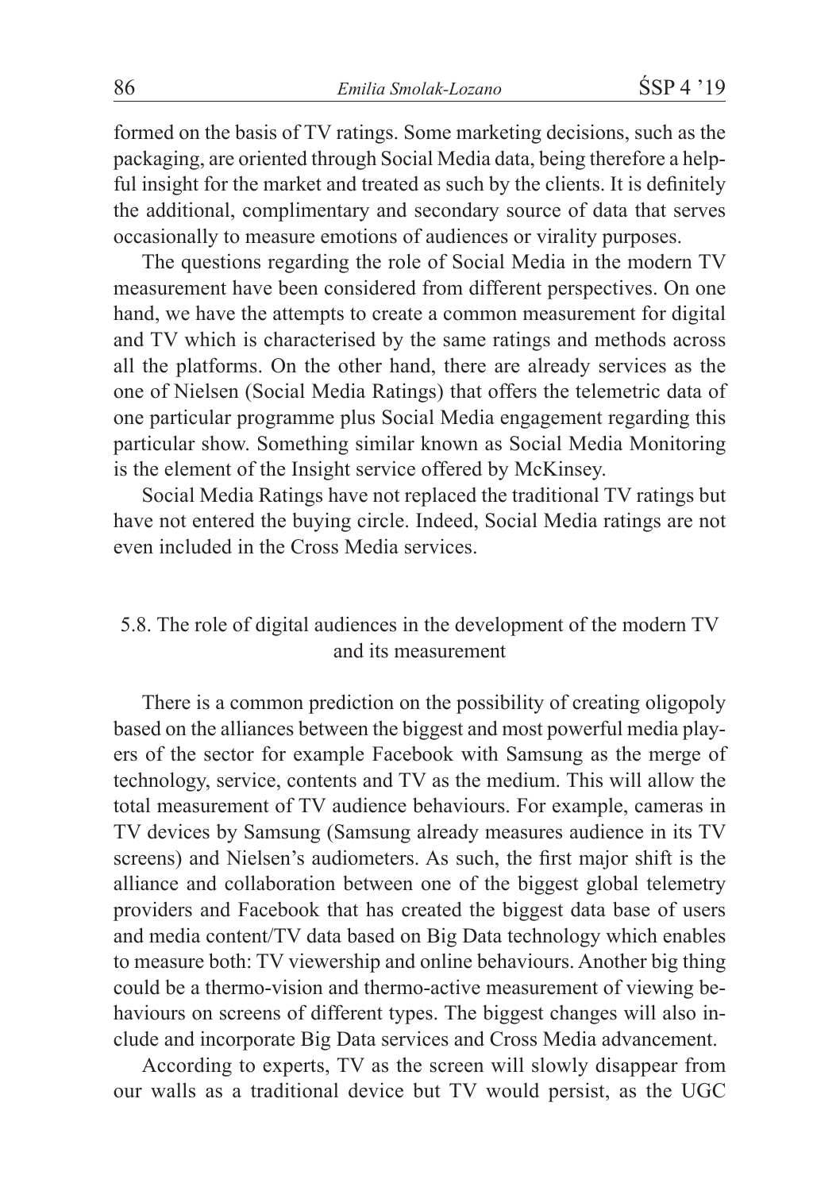formed on the basis of TV ratings. Some marketing decisions, such as the packaging, are oriented through Social Media data, being therefore a helpful insight for the market and treated as such by the clients. It is definitely the additional, complimentary and secondary source of data that serves occasionally to measure emotions of audiences or virality purposes.

The questions regarding the role of Social Media in the modern TV measurement have been considered from different perspectives. On one hand, we have the attempts to create a common measurement for digital and TV which is characterised by the same ratings and methods across all the platforms. On the other hand, there are already services as the one of Nielsen (Social Media Ratings) that offers the telemetric data of one particular programme plus Social Media engagement regarding this particular show. Something similar known as Social Media Monitoring is the element of the Insight service offered by McKinsey.

Social Media Ratings have not replaced the traditional TV ratings but have not entered the buying circle. Indeed, Social Media ratings are not even included in the Cross Media services.

### 5.8. The role of digital audiences in the development of the modern TV and its measurement

There is a common prediction on the possibility of creating oligopoly based on the alliances between the biggest and most powerful media players of the sector for example Facebook with Samsung as the merge of technology, service, contents and TV as the medium. This will allow the total measurement of TV audience behaviours. For example, cameras in TV devices by Samsung (Samsung already measures audience in its TV screens) and Nielsen's audiometers. As such, the first major shift is the alliance and collaboration between one of the biggest global telemetry providers and Facebook that has created the biggest data base of users and media content/TV data based on Big Data technology which enables to measure both: TV viewership and online behaviours. Another big thing could be a thermo-vision and thermo-active measurement of viewing behaviours on screens of different types. The biggest changes will also include and incorporate Big Data services and Cross Media advancement.

According to experts, TV as the screen will slowly disappear from our walls as a traditional device but TV would persist, as the UGC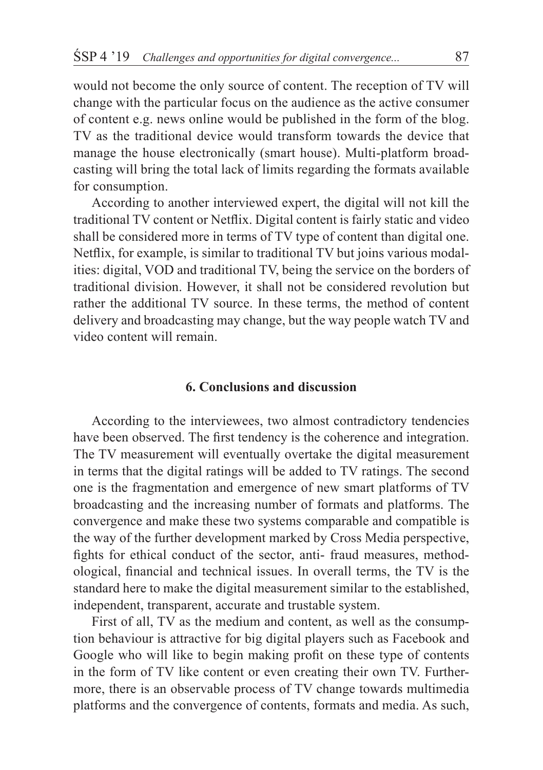would not become the only source of content. The reception of TV will change with the particular focus on the audience as the active consumer of content e.g. news online would be published in the form of the blog. TV as the traditional device would transform towards the device that manage the house electronically (smart house). Multi-platform broadcasting will bring the total lack of limits regarding the formats available for consumption.

According to another interviewed expert, the digital will not kill the traditional TV content or Netflix. Digital content is fairly static and video shall be considered more in terms of TV type of content than digital one. Netflix, for example, is similar to traditional TV but joins various modalities: digital, VOD and traditional TV, being the service on the borders of traditional division. However, it shall not be considered revolution but rather the additional TV source. In these terms, the method of content delivery and broadcasting may change, but the way people watch TV and video content will remain.

## 6. Conclusions and discussion

According to the interviewees, two almost contradictory tendencies have been observed. The first tendency is the coherence and integration. The TV measurement will eventually overtake the digital measurement in terms that the digital ratings will be added to TV ratings. The second one is the fragmentation and emergence of new smart platforms of TV broadcasting and the increasing number of formats and platforms. The convergence and make these two systems comparable and compatible is the way of the further development marked by Cross Media perspective, fights for ethical conduct of the sector, anti- fraud measures, methodological, financial and technical issues. In overall terms, the TV is the standard here to make the digital measurement similar to the established, independent, transparent, accurate and trustable system.

First of all, TV as the medium and content, as well as the consumption behaviour is attractive for big digital players such as Facebook and Google who will like to begin making profit on these type of contents in the form of TV like content or even creating their own TV. Furthermore, there is an observable process of TV change towards multimedia platforms and the convergence of contents, formats and media. As such,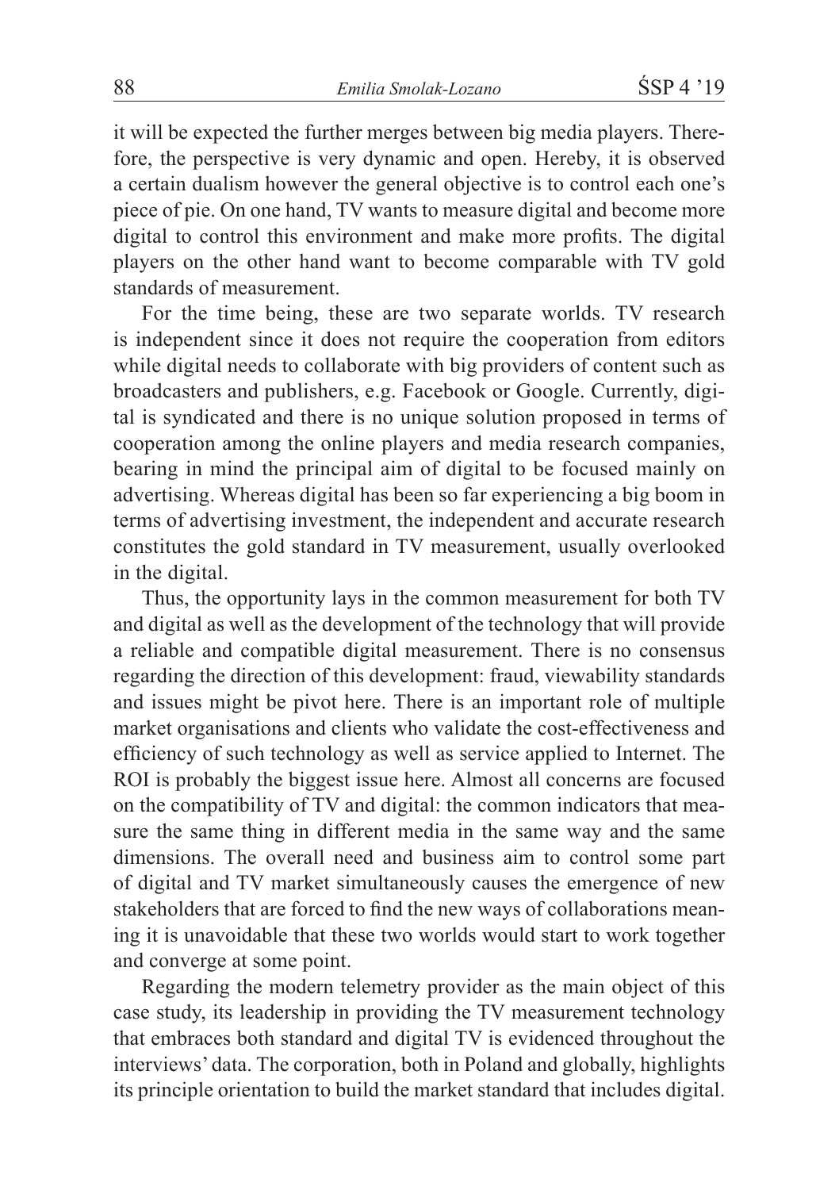it will be expected the further merges between big media players. Therefore, the perspective is very dynamic and open. Hereby, it is observed a certain dualism however the general objective is to control each one's piece of pie. On one hand, TV wants to measure digital and become more digital to control this environment and make more profits. The digital players on the other hand want to become comparable with TV gold standards of measurement.

For the time being, these are two separate worlds. TV research is independent since it does not require the cooperation from editors while digital needs to collaborate with big providers of content such as broadcasters and publishers, e.g. Facebook or Google. Currently, digital is syndicated and there is no unique solution proposed in terms of cooperation among the online players and media research companies, bearing in mind the principal aim of digital to be focused mainly on advertising. Whereas digital has been so far experiencing a big boom in terms of advertising investment, the independent and accurate research constitutes the gold standard in TV measurement, usually overlooked in the digital.

Thus, the opportunity lays in the common measurement for both TV and digital as well as the development of the technology that will provide a reliable and compatible digital measurement. There is no consensus regarding the direction of this development: fraud, viewability standards and issues might be pivot here. There is an important role of multiple market organisations and clients who validate the cost-effectiveness and efficiency of such technology as well as service applied to Internet. The ROI is probably the biggest issue here. Almost all concerns are focused on the compatibility of TV and digital: the common indicators that measure the same thing in different media in the same way and the same dimensions. The overall need and business aim to control some part of digital and TV market simultaneously causes the emergence of new stakeholders that are forced to find the new ways of collaborations meaning it is unavoidable that these two worlds would start to work together and converge at some point.

Regarding the modern telemetry provider as the main object of this case study, its leadership in providing the TV measurement technology that embraces both standard and digital TV is evidenced throughout the interviews' data. The corporation, both in Poland and globally, highlights its principle orientation to build the market standard that includes digital.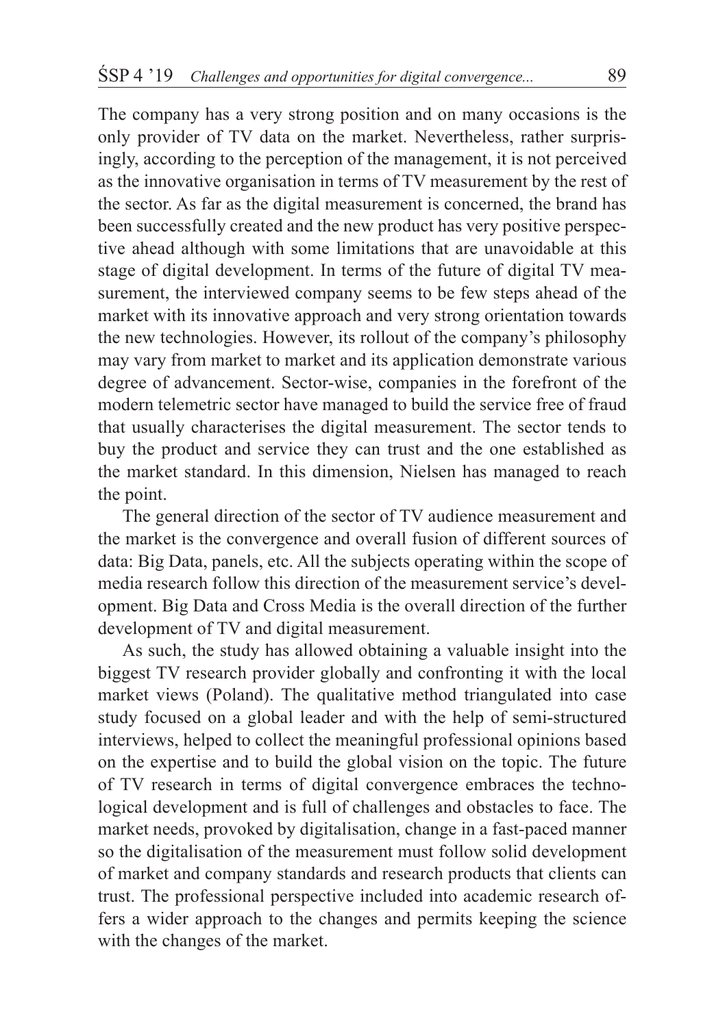The company has a very strong position and on many occasions is the only provider of TV data on the market. Nevertheless, rather surprisingly, according to the perception of the management, it is not perceived as the innovative organisation in terms of TV measurement by the rest of the sector. As far as the digital measurement is concerned, the brand has been successfully created and the new product has very positive perspective ahead although with some limitations that are unavoidable at this stage of digital development. In terms of the future of digital TV measurement, the interviewed company seems to be few steps ahead of the market with its innovative approach and very strong orientation towards the new technologies. However, its rollout of the company's philosophy may vary from market to market and its application demonstrate various degree of advancement. Sector-wise, companies in the forefront of the modern telemetric sector have managed to build the service free of fraud that usually characterises the digital measurement. The sector tends to buy the product and service they can trust and the one established as the market standard. In this dimension, Nielsen has managed to reach the point.

The general direction of the sector of TV audience measurement and the market is the convergence and overall fusion of different sources of data: Big Data, panels, etc. All the subjects operating within the scope of media research follow this direction of the measurement service's development. Big Data and Cross Media is the overall direction of the further development of TV and digital measurement.

As such, the study has allowed obtaining a valuable insight into the biggest TV research provider globally and confronting it with the local market views (Poland). The qualitative method triangulated into case study focused on a global leader and with the help of semi-structured interviews, helped to collect the meaningful professional opinions based on the expertise and to build the global vision on the topic. The future of TV research in terms of digital convergence embraces the technological development and is full of challenges and obstacles to face. The market needs, provoked by digitalisation, change in a fast-paced manner so the digitalisation of the measurement must follow solid development of market and company standards and research products that clients can trust. The professional perspective included into academic research offers a wider approach to the changes and permits keeping the science with the changes of the market.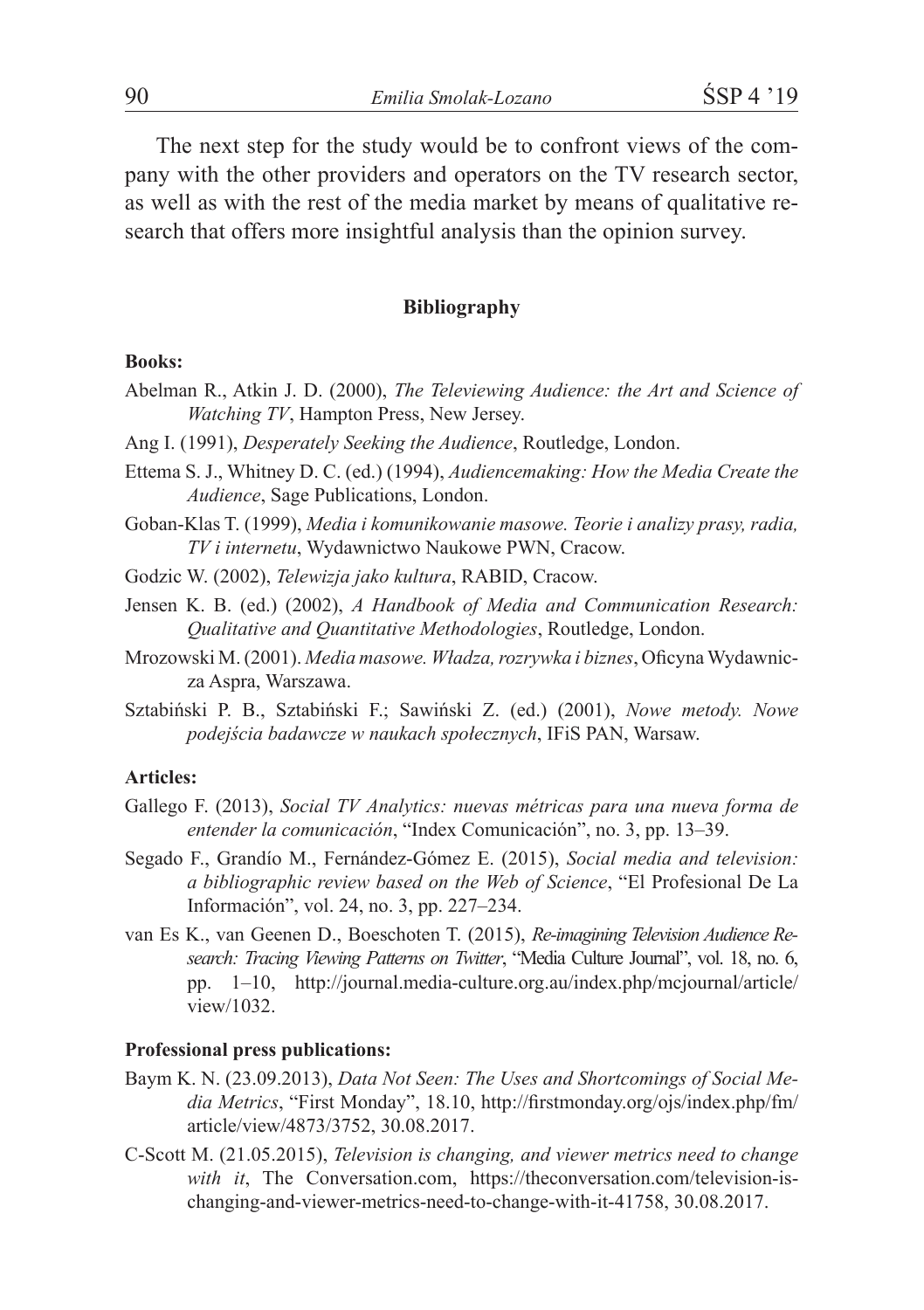The next step for the study would be to confront views of the company with the other providers and operators on the TV research sector, as well as with the rest of the media market by means of qualitative research that offers more insightful analysis than the opinion survey.

## Bibliography

### Books:

Abelman R., Atkin J. D. (2000), *The Televiewing Audience: the Art and Science of Watching TV*, Hampton Press, New Jersey.

Ang I. (1991), *Desperately Seeking the Audience*, Routledge, London.

Ettema S. J., Whitney D. C. (ed.) (1994), *Audiencemaking: How the Media Create the Audience*, Sage Publications, London.

Goban-Klas T. (1999), *Media i komunikowanie masowe. Teorie i analizy prasy, radia, TV i internetu*, Wydawnictwo Naukowe PWN, Cracow.

Godzic W. (2002), *Telewizja jako kultura*, RABID, Cracow.

Jensen K. B. (ed.) (2002), *A Handbook of Media and Communication Research: Qualitative and Quantitative Methodologies*, Routledge, London.

Mrozowski M. (2001). *Media masowe. Władza, rozrywka i biznes*, Oficyna Wydawnicza Aspra, Warszawa.

Sztabiński P. B., Sztabiński F.; Sawiński Z. (ed.) (2001), *Nowe metody. Nowe podejścia badawcze w naukach społecznych*, IFiS PAN, Warsaw.

### Articles:

Gallego F. (2013), *Social TV Analytics: nuevas métricas para una nueva forma de entender la comunicación*, "Index Comunicación", no. 3, pp. 13–39.

Segado F., Grandío M., Fernández-Gómez E. (2015), *Social media and television: a bibliographic review based on the Web of Science*, "El Profesional De La Información", vol. 24, no. 3, pp. 227–234.

van Es K., van Geenen D., Boeschoten T. (2015), *Re-imagining Television Audience Research: Tracing Viewing Patterns on Twitter*, "Media Culture Journal", vol. 18, no. 6, pp. 1–10, http://journal.media-culture.org.au/index.php/mcjournal/article/view/1032.

### Professional press publications:

Baym K. N. (23.09.2013), *Data Not Seen: The Uses and Shortcomings of Social Media Metrics*, "First Monday", 18.10, http://firstmonday.org/ojs/index.php/fm/article/view/4873/3752, 30.08.2017.

C-Scott M. (21.05.2015), *Television is changing, and viewer metrics need to change with it*, The Conversation.com, https://theconversation.com/television-is-changing-and-viewer-metrics-need-to-change-with-it-41758, 30.08.2017.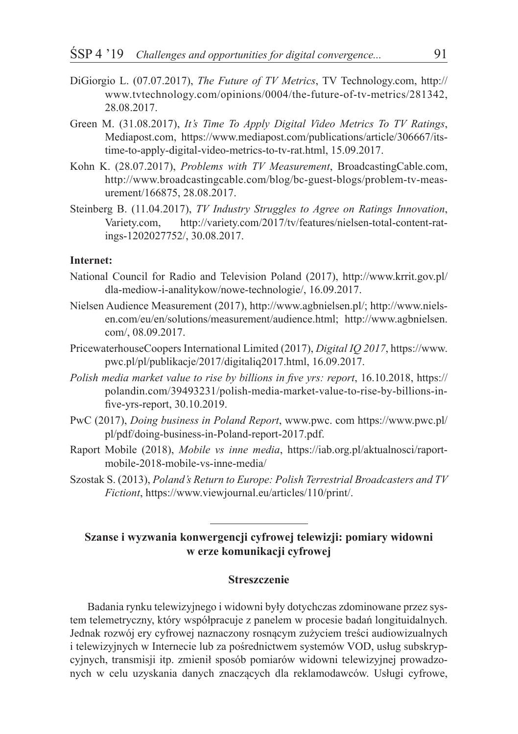DiGiorgio L. (07.07.2017), *The Future of TV Metrics*, TV Technology.com, http://www.tvtechnology.com/opinions/0004/the-future-of-tv-metrics/281342, 28.08.2017.

Green M. (31.08.2017), *It's Time To Apply Digital Video Metrics To TV Ratings*, Mediapost.com, https://www.mediapost.com/publications/article/306667/its-time-to-apply-digital-video-metrics-to-tv-rat.html, 15.09.2017.

Kohn K. (28.07.2017), *Problems with TV Measurement*, BroadcastingCable.com, http://www.broadcastingcable.com/blog/bc-guest-blogs/problem-tv-measurement/166875, 28.08.2017.

Steinberg B. (11.04.2017), *TV Industry Struggles to Agree on Ratings Innovation*, Variety.com, http://variety.com/2017/tv/features/nielsen-total-content-ratings-1202027752/, 30.08.2017.

**Internet:**

National Council for Radio and Television Poland (2017), http://www.krrit.gov.pl/dla-mediow-i-analitykow/nowe-technologie/, 16.09.2017.

Nielsen Audience Measurement (2017), http://www.agbnielsen.pl/; http://www.nielsen.com/eu/en/solutions/measurement/audience.html; http://www.agbnielsen.com/, 08.09.2017.

PricewaterhouseCoopers International Limited (2017), *Digital IQ 2017*, https://www.pwc.pl/pl/publikacje/2017/digitaliq2017.html, 16.09.2017.

*Polish media market value to rise by billions in five yrs: report*, 16.10.2018, https://polandin.com/39493231/polish-media-market-value-to-rise-by-billions-in-five-yrs-report, 30.10.2019.

PwC (2017), *Doing business in Poland Report*, www.pwc. com https://www.pwc.pl/pl/pdf/doing-business-in-Poland-report-2017.pdf.

Raport Mobile (2018), *Mobile vs inne media*, https://iab.org.pl/aktualnosci/raport-mobile-2018-mobile-vs-inne-media/

Szostak S. (2013), *Poland's Return to Europe: Polish Terrestrial Broadcasters and TV Fictiont*, https://www.viewjournal.eu/articles/110/print/.

---

## Szanse i wyzwania konwergencji cyfrowej telewizji: pomiary widowni w erze komunikacji cyfrowej

### Streszczenie

Badania rynku telewizyjnego i widowni były dotychczas zdominowane przez system telemetryczny, który współpracuje z panelem w procesie badań longituidalnych. Jednak rozwój ery cyfrowej naznaczony rosnącym zużyciem treści audiowizualnych i telewizyjnych w Internecie lub za pośrednictwem systemów VOD, usług subskrypcyjnych, transmisji itp. zmienił sposób pomiarów widowni telewizyjnej prowadzonych w celu uzyskania danych znaczących dla reklamodawców. Usługi cyfrowe,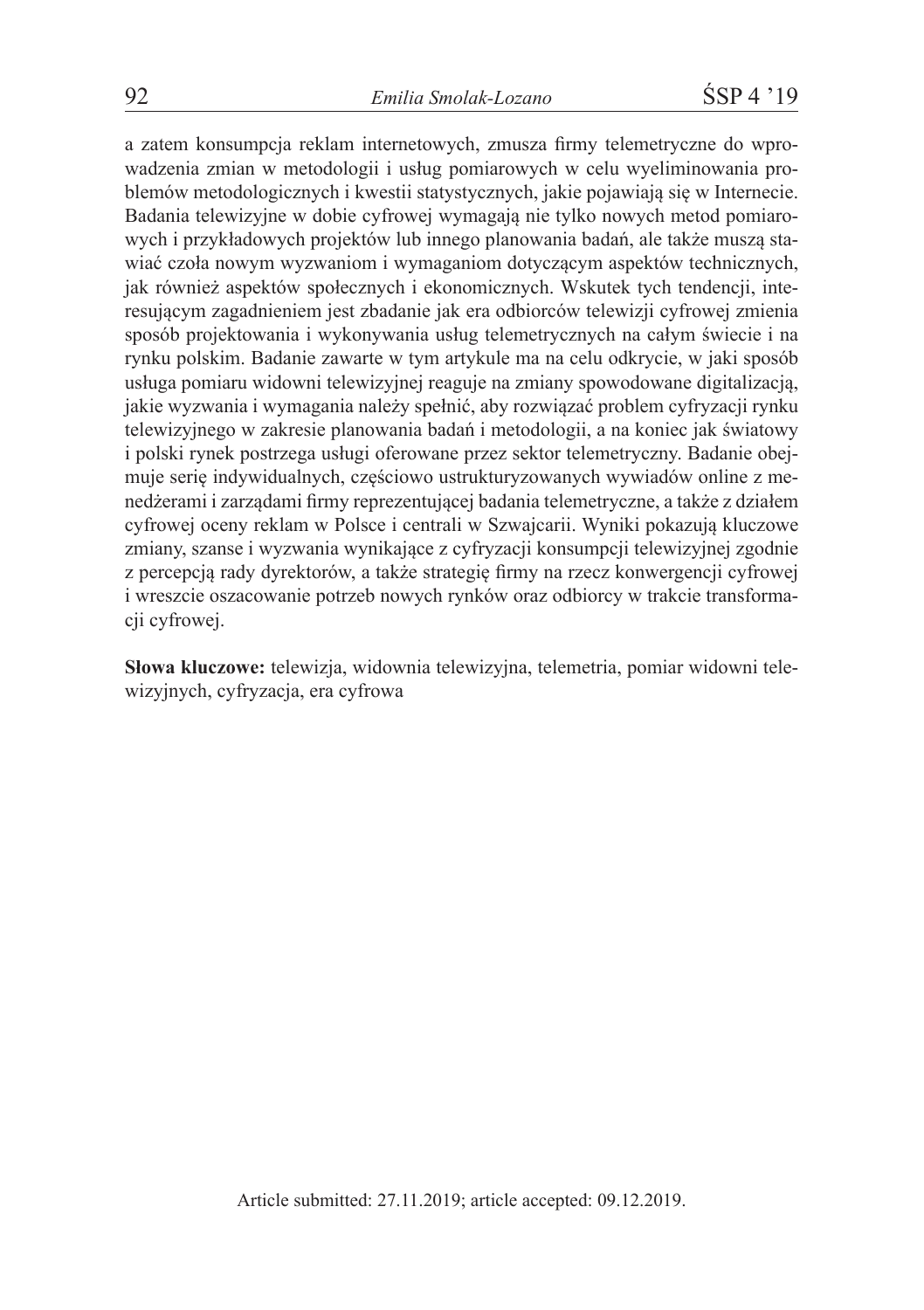a zatem konsumpcja reklam internetowych, zmusza firmy telemetryczne do wprowadzenia zmian w metodologii i usług pomiarowych w celu wyeliminowania problemów metodologicznych i kwestii statystycznych, jakie pojawiają się w Internecie. Badania telewizyjne w dobie cyfrowej wymagają nie tylko nowych metod pomiarowych i przykładowych projektów lub innego planowania badań, ale także muszą stawiać czoła nowym wyzwaniom i wymaganiom dotyczącym aspektów technicznych, jak również aspektów społecznych i ekonomicznych. Wskutek tych tendencji, interesującym zagadnieniem jest zbadanie jak era odbiorców telewizji cyfrowej zmienia sposób projektowania i wykonywania usług telemetrycznych na całym świecie i na rynku polskim. Badanie zawarte w tym artykule ma na celu odkrycie, w jaki sposób usługa pomiaru widowni telewizyjnej reaguje na zmiany spowodowane digitalizacją, jakie wyzwania i wymagania należy spełnić, aby rozwiązać problem cyfryzacji rynku telewizyjnego w zakresie planowania badań i metodologii, a na koniec jak światowy i polski rynek postrzega usługi oferowane przez sektor telemetryczny. Badanie obejmuje serię indywidualnych, częściowo ustrukturyzowanych wywiadów online z menedżerami i zarządami firmy reprezentującej badania telemetryczne, a także z działem cyfrowej oceny reklam w Polsce i centrali w Szwajcarii. Wyniki pokazują kluczowe zmiany, szanse i wyzwania wynikające z cyfryzacji konsumpcji telewizyjnej zgodnie z percepcją rady dyrektorów, a także strategię firmy na rzecz konwergencji cyfrowej i wreszcie oszacowanie potrzeb nowych rynków oraz odbiorcy w trakcie transformacji cyfrowej.

**Słowa kluczowe:** telewizja, widownia telewizyjna, telemetria, pomiar widowni telewizyjnych, cyfryzacja, era cyfrowa

Article submitted: 27.11.2019; article accepted: 09.12.2019.